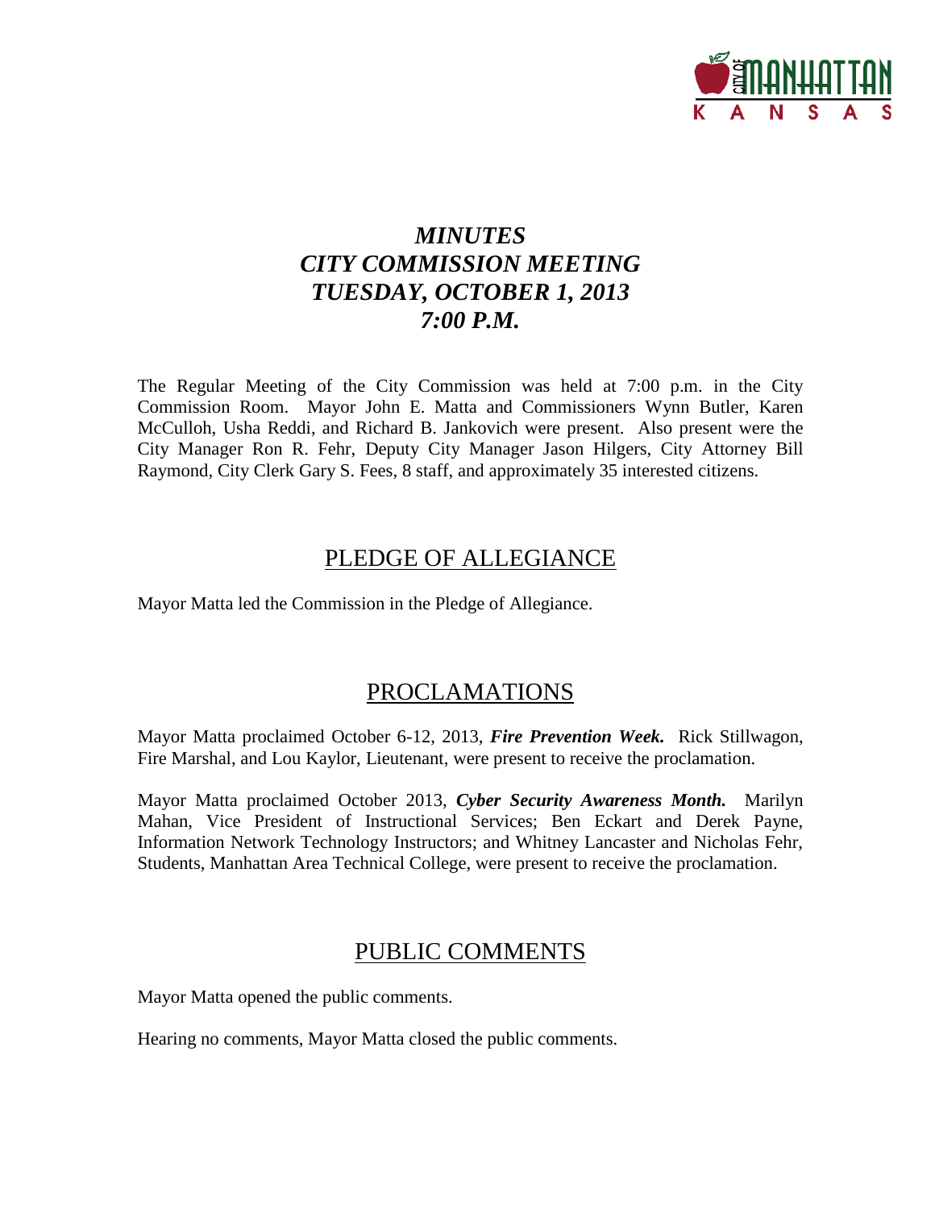# *MINUTES*
# *CITY COMMISSION MEETING*
# *TUESDAY, OCTOBER 1, 2013*
# *7:00 P.M.*

The Regular Meeting of the City Commission was held at 7:00 p.m. in the City Commission Room. Mayor John E. Matta and Commissioners Wynn Butler, Karen McCulloh, Usha Reddi, and Richard B. Jankovich were present. Also present were the City Manager Ron R. Fehr, Deputy City Manager Jason Hilgers, City Attorney Bill Raymond, City Clerk Gary S. Fees, 8 staff, and approximately 35 interested citizens.

## PLEDGE OF ALLEGIANCE

Mayor Matta led the Commission in the Pledge of Allegiance.

## PROCLAMATIONS

Mayor Matta proclaimed October 6-12, 2013, ***Fire Prevention Week.*** Rick Stillwagon, Fire Marshal, and Lou Kaylor, Lieutenant, were present to receive the proclamation.

Mayor Matta proclaimed October 2013, ***Cyber Security Awareness Month.*** Marilyn Mahan, Vice President of Instructional Services; Ben Eckart and Derek Payne, Information Network Technology Instructors; and Whitney Lancaster and Nicholas Fehr, Students, Manhattan Area Technical College, were present to receive the proclamation.

## PUBLIC COMMENTS

Mayor Matta opened the public comments.

Hearing no comments, Mayor Matta closed the public comments.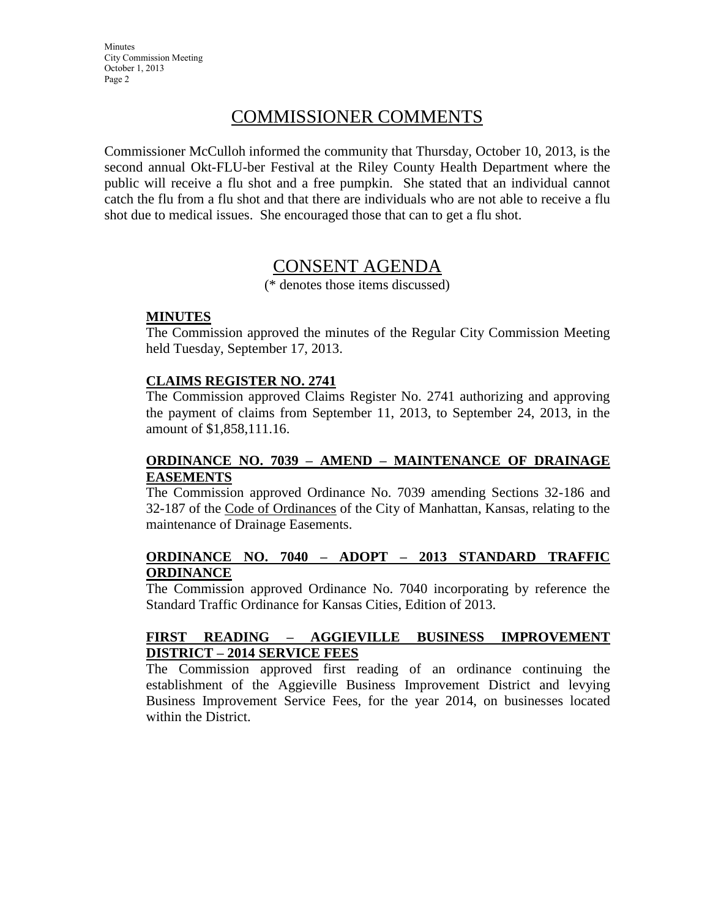# COMMISSIONER COMMENTS

Commissioner McCulloh informed the community that Thursday, October 10, 2013, is the second annual Okt-FLU-ber Festival at the Riley County Health Department where the public will receive a flu shot and a free pumpkin. She stated that an individual cannot catch the flu from a flu shot and that there are individuals who are not able to receive a flu shot due to medical issues. She encouraged those that can to get a flu shot.

# CONSENT AGENDA

(* denotes those items discussed)

**MINUTES**

The Commission approved the minutes of the Regular City Commission Meeting held Tuesday, September 17, 2013.

**CLAIMS REGISTER NO. 2741**

The Commission approved Claims Register No. 2741 authorizing and approving the payment of claims from September 11, 2013, to September 24, 2013, in the amount of $1,858,111.16.

**ORDINANCE NO. 7039 – AMEND – MAINTENANCE OF DRAINAGE EASEMENTS**

The Commission approved Ordinance No. 7039 amending Sections 32-186 and 32-187 of the Code of Ordinances of the City of Manhattan, Kansas, relating to the maintenance of Drainage Easements.

**ORDINANCE NO. 7040 – ADOPT – 2013 STANDARD TRAFFIC ORDINANCE**

The Commission approved Ordinance No. 7040 incorporating by reference the Standard Traffic Ordinance for Kansas Cities, Edition of 2013.

**FIRST READING – AGGIEVILLE BUSINESS IMPROVEMENT DISTRICT – 2014 SERVICE FEES**

The Commission approved first reading of an ordinance continuing the establishment of the Aggieville Business Improvement District and levying Business Improvement Service Fees, for the year 2014, on businesses located within the District.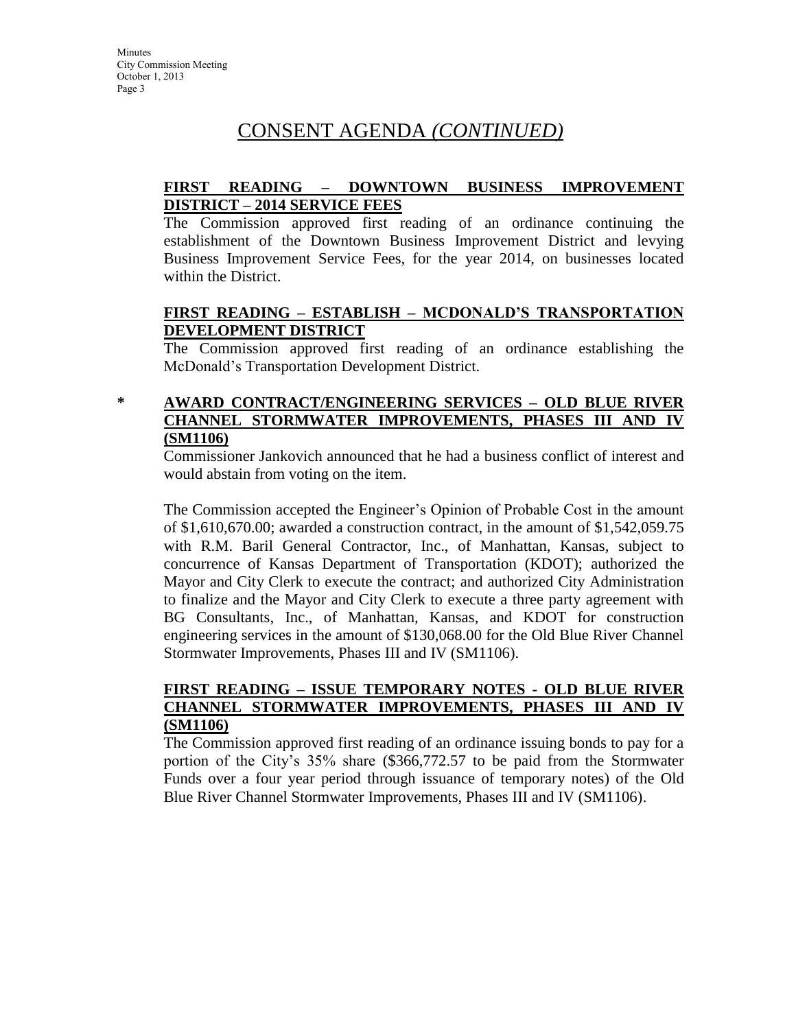# CONSENT AGENDA *(CONTINUED)*

**FIRST READING – DOWNTOWN BUSINESS IMPROVEMENT DISTRICT – 2014 SERVICE FEES**

The Commission approved first reading of an ordinance continuing the establishment of the Downtown Business Improvement District and levying Business Improvement Service Fees, for the year 2014, on businesses located within the District.

**FIRST READING – ESTABLISH – MCDONALD'S TRANSPORTATION DEVELOPMENT DISTRICT**

The Commission approved first reading of an ordinance establishing the McDonald's Transportation Development District.

\* **AWARD CONTRACT/ENGINEERING SERVICES – OLD BLUE RIVER CHANNEL STORMWATER IMPROVEMENTS, PHASES III AND IV (SM1106)**

Commissioner Jankovich announced that he had a business conflict of interest and would abstain from voting on the item.

The Commission accepted the Engineer's Opinion of Probable Cost in the amount of $1,610,670.00; awarded a construction contract, in the amount of $1,542,059.75 with R.M. Baril General Contractor, Inc., of Manhattan, Kansas, subject to concurrence of Kansas Department of Transportation (KDOT); authorized the Mayor and City Clerk to execute the contract; and authorized City Administration to finalize and the Mayor and City Clerk to execute a three party agreement with BG Consultants, Inc., of Manhattan, Kansas, and KDOT for construction engineering services in the amount of $130,068.00 for the Old Blue River Channel Stormwater Improvements, Phases III and IV (SM1106).

**FIRST READING – ISSUE TEMPORARY NOTES - OLD BLUE RIVER CHANNEL STORMWATER IMPROVEMENTS, PHASES III AND IV (SM1106)**

The Commission approved first reading of an ordinance issuing bonds to pay for a portion of the City's 35% share ($366,772.57 to be paid from the Stormwater Funds over a four year period through issuance of temporary notes) of the Old Blue River Channel Stormwater Improvements, Phases III and IV (SM1106).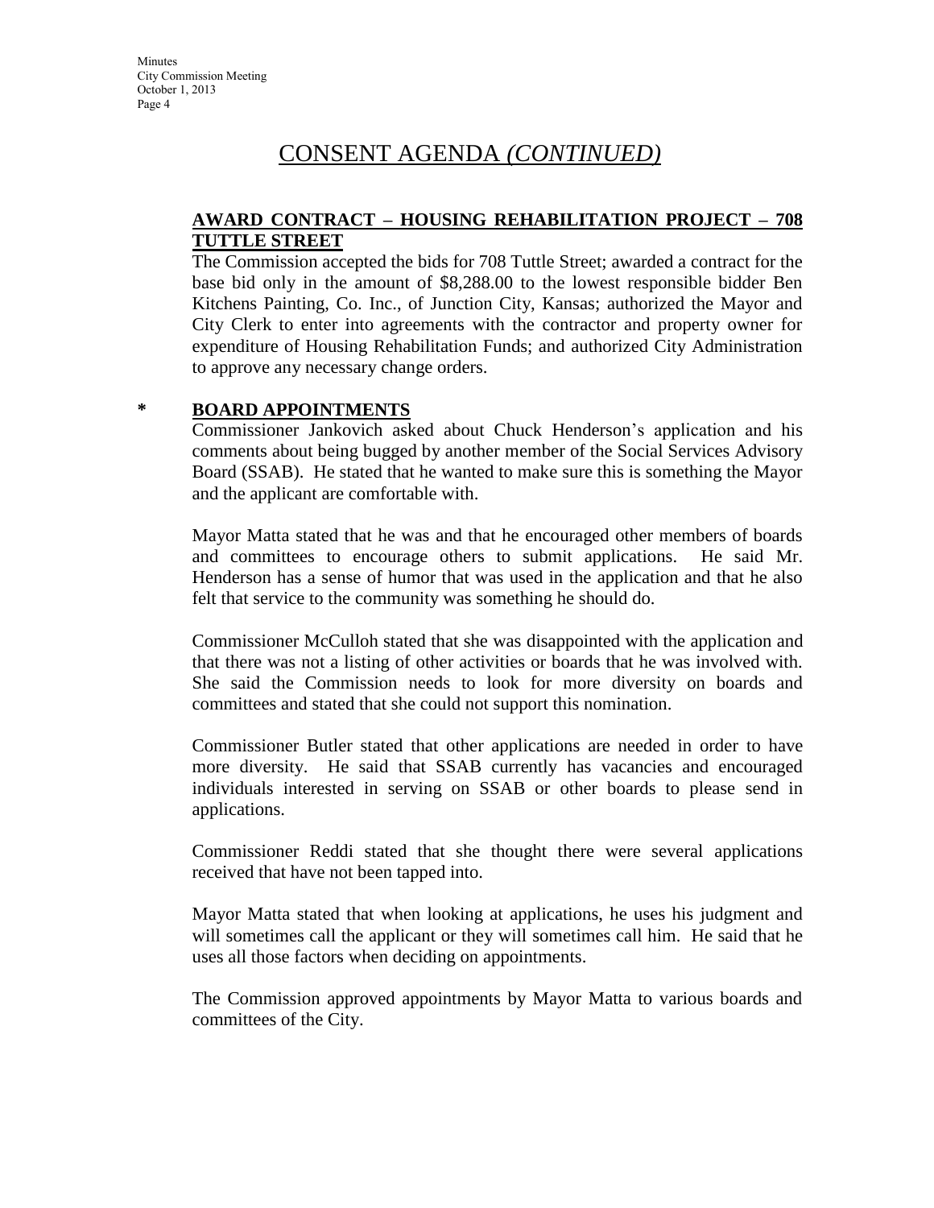# CONSENT AGENDA *(CONTINUED)*

**AWARD CONTRACT – HOUSING REHABILITATION PROJECT – 708 TUTTLE STREET**

The Commission accepted the bids for 708 Tuttle Street; awarded a contract for the base bid only in the amount of $8,288.00 to the lowest responsible bidder Ben Kitchens Painting, Co. Inc., of Junction City, Kansas; authorized the Mayor and City Clerk to enter into agreements with the contractor and property owner for expenditure of Housing Rehabilitation Funds; and authorized City Administration to approve any necessary change orders.

**\* BOARD APPOINTMENTS**

Commissioner Jankovich asked about Chuck Henderson's application and his comments about being bugged by another member of the Social Services Advisory Board (SSAB). He stated that he wanted to make sure this is something the Mayor and the applicant are comfortable with.

Mayor Matta stated that he was and that he encouraged other members of boards and committees to encourage others to submit applications. He said Mr. Henderson has a sense of humor that was used in the application and that he also felt that service to the community was something he should do.

Commissioner McCulloh stated that she was disappointed with the application and that there was not a listing of other activities or boards that he was involved with. She said the Commission needs to look for more diversity on boards and committees and stated that she could not support this nomination.

Commissioner Butler stated that other applications are needed in order to have more diversity. He said that SSAB currently has vacancies and encouraged individuals interested in serving on SSAB or other boards to please send in applications.

Commissioner Reddi stated that she thought there were several applications received that have not been tapped into.

Mayor Matta stated that when looking at applications, he uses his judgment and will sometimes call the applicant or they will sometimes call him. He said that he uses all those factors when deciding on appointments.

The Commission approved appointments by Mayor Matta to various boards and committees of the City.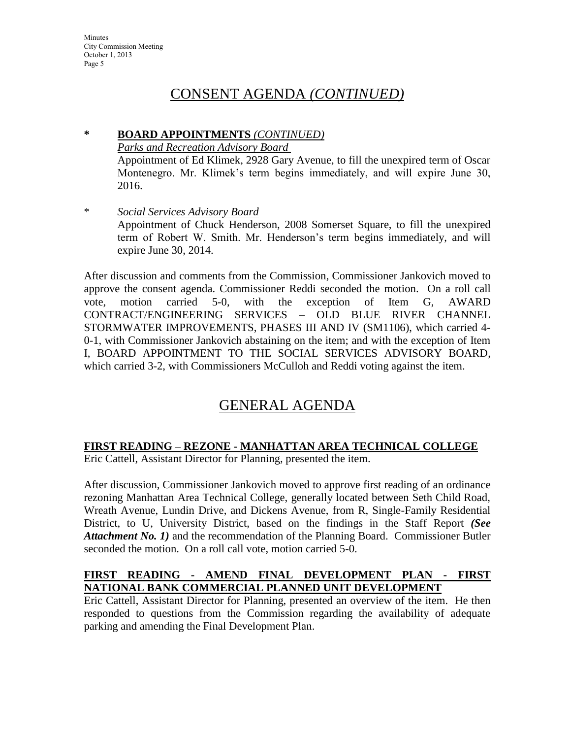# CONSENT AGENDA *(CONTINUED)*

**\* BOARD APPOINTMENTS** *(CONTINUED)*

*Parks and Recreation Advisory Board*

Appointment of Ed Klimek, 2928 Gary Avenue, to fill the unexpired term of Oscar Montenegro. Mr. Klimek's term begins immediately, and will expire June 30, 2016.

\* *Social Services Advisory Board*

Appointment of Chuck Henderson, 2008 Somerset Square, to fill the unexpired term of Robert W. Smith. Mr. Henderson's term begins immediately, and will expire June 30, 2014.

After discussion and comments from the Commission, Commissioner Jankovich moved to approve the consent agenda. Commissioner Reddi seconded the motion. On a roll call vote, motion carried 5-0, with the exception of Item G, AWARD CONTRACT/ENGINEERING SERVICES – OLD BLUE RIVER CHANNEL STORMWATER IMPROVEMENTS, PHASES III AND IV (SM1106), which carried 4-0-1, with Commissioner Jankovich abstaining on the item; and with the exception of Item I, BOARD APPOINTMENT TO THE SOCIAL SERVICES ADVISORY BOARD, which carried 3-2, with Commissioners McCulloh and Reddi voting against the item.

# GENERAL AGENDA

**FIRST READING – REZONE - MANHATTAN AREA TECHNICAL COLLEGE**

Eric Cattell, Assistant Director for Planning, presented the item.

After discussion, Commissioner Jankovich moved to approve first reading of an ordinance rezoning Manhattan Area Technical College, generally located between Seth Child Road, Wreath Avenue, Lundin Drive, and Dickens Avenue, from R, Single-Family Residential District, to U, University District, based on the findings in the Staff Report ***(See Attachment No. 1)*** and the recommendation of the Planning Board. Commissioner Butler seconded the motion. On a roll call vote, motion carried 5-0.

**FIRST READING - AMEND FINAL DEVELOPMENT PLAN - FIRST NATIONAL BANK COMMERCIAL PLANNED UNIT DEVELOPMENT**

Eric Cattell, Assistant Director for Planning, presented an overview of the item. He then responded to questions from the Commission regarding the availability of adequate parking and amending the Final Development Plan.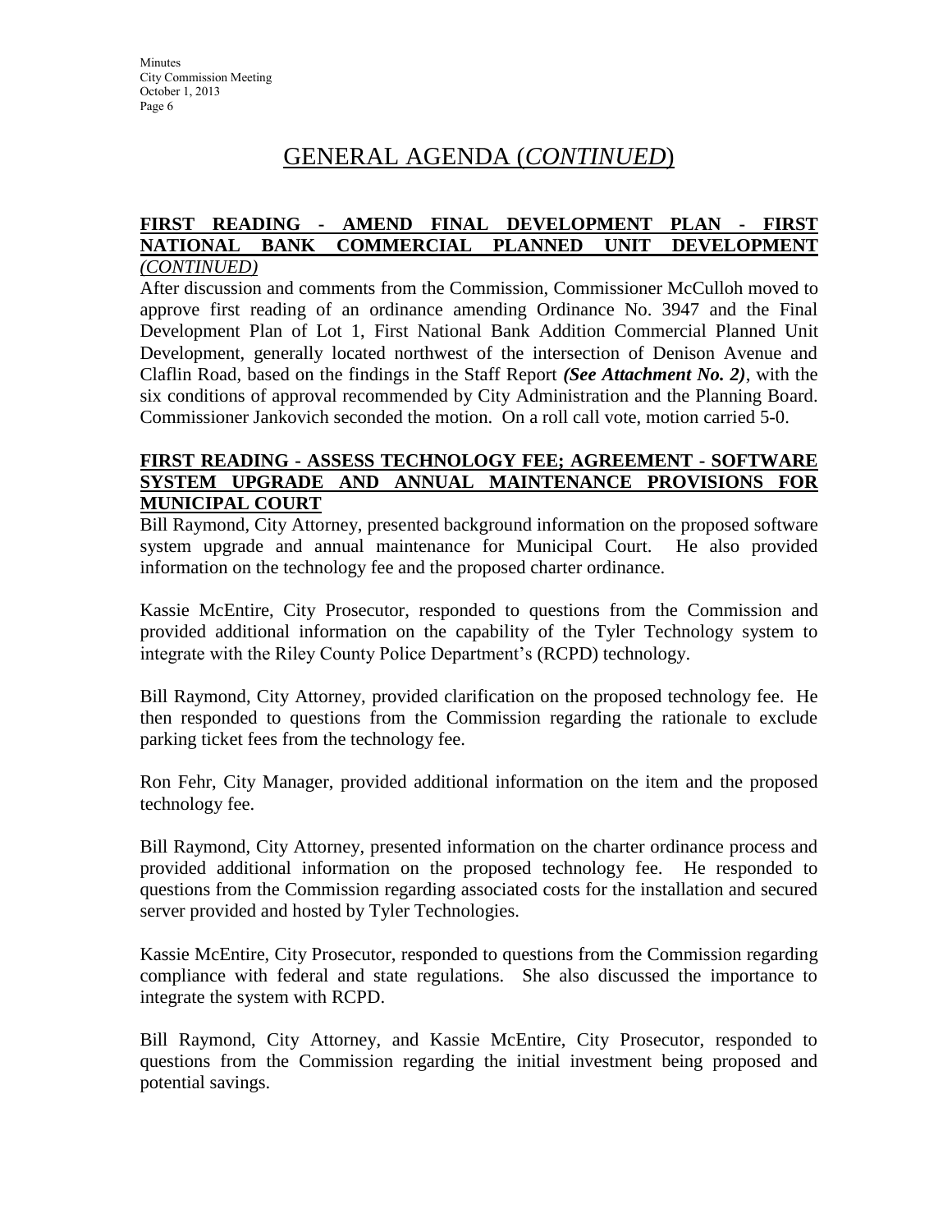# GENERAL AGENDA (*CONTINUED*)

**FIRST READING - AMEND FINAL DEVELOPMENT PLAN - FIRST NATIONAL BANK COMMERCIAL PLANNED UNIT DEVELOPMENT** ***(CONTINUED)***

After discussion and comments from the Commission, Commissioner McCulloh moved to approve first reading of an ordinance amending Ordinance No. 3947 and the Final Development Plan of Lot 1, First National Bank Addition Commercial Planned Unit Development, generally located northwest of the intersection of Denison Avenue and Claflin Road, based on the findings in the Staff Report ***(See Attachment No. 2)***, with the six conditions of approval recommended by City Administration and the Planning Board. Commissioner Jankovich seconded the motion. On a roll call vote, motion carried 5-0.

**FIRST READING - ASSESS TECHNOLOGY FEE; AGREEMENT - SOFTWARE SYSTEM UPGRADE AND ANNUAL MAINTENANCE PROVISIONS FOR MUNICIPAL COURT**

Bill Raymond, City Attorney, presented background information on the proposed software system upgrade and annual maintenance for Municipal Court. He also provided information on the technology fee and the proposed charter ordinance.

Kassie McEntire, City Prosecutor, responded to questions from the Commission and provided additional information on the capability of the Tyler Technology system to integrate with the Riley County Police Department's (RCPD) technology.

Bill Raymond, City Attorney, provided clarification on the proposed technology fee. He then responded to questions from the Commission regarding the rationale to exclude parking ticket fees from the technology fee.

Ron Fehr, City Manager, provided additional information on the item and the proposed technology fee.

Bill Raymond, City Attorney, presented information on the charter ordinance process and provided additional information on the proposed technology fee. He responded to questions from the Commission regarding associated costs for the installation and secured server provided and hosted by Tyler Technologies.

Kassie McEntire, City Prosecutor, responded to questions from the Commission regarding compliance with federal and state regulations. She also discussed the importance to integrate the system with RCPD.

Bill Raymond, City Attorney, and Kassie McEntire, City Prosecutor, responded to questions from the Commission regarding the initial investment being proposed and potential savings.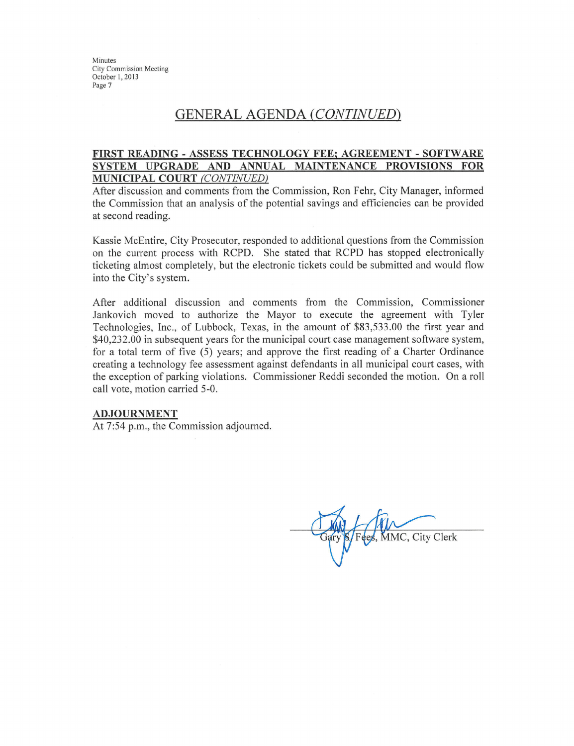## GENERAL AGENDA *(CONTINUED)*

**FIRST READING - ASSESS TECHNOLOGY FEE; AGREEMENT - SOFTWARE SYSTEM UPGRADE AND ANNUAL MAINTENANCE PROVISIONS FOR MUNICIPAL COURT** *(CONTINUED)*

After discussion and comments from the Commission, Ron Fehr, City Manager, informed the Commission that an analysis of the potential savings and efficiencies can be provided at second reading.

Kassie McEntire, City Prosecutor, responded to additional questions from the Commission on the current process with RCPD. She stated that RCPD has stopped electronically ticketing almost completely, but the electronic tickets could be submitted and would flow into the City's system.

After additional discussion and comments from the Commission, Commissioner Jankovich moved to authorize the Mayor to execute the agreement with Tyler Technologies, Inc., of Lubbock, Texas, in the amount of $83,533.00 the first year and $40,232.00 in subsequent years for the municipal court case management software system, for a total term of five (5) years; and approve the first reading of a Charter Ordinance creating a technology fee assessment against defendants in all municipal court cases, with the exception of parking violations. Commissioner Reddi seconded the motion. On a roll call vote, motion carried 5-0.

**ADJOURNMENT**

At 7:54 p.m., the Commission adjourned.

Gary S. Fees, MMC, City Clerk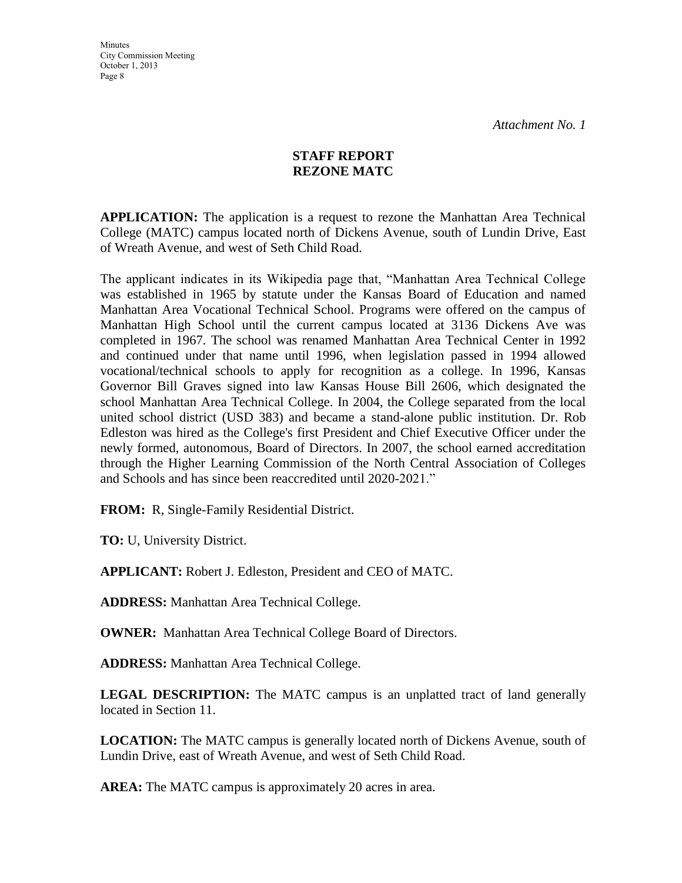*Attachment No. 1*

**STAFF REPORT**
**REZONE MATC**

**APPLICATION:** The application is a request to rezone the Manhattan Area Technical College (MATC) campus located north of Dickens Avenue, south of Lundin Drive, East of Wreath Avenue, and west of Seth Child Road.

The applicant indicates in its Wikipedia page that, "Manhattan Area Technical College was established in 1965 by statute under the Kansas Board of Education and named Manhattan Area Vocational Technical School. Programs were offered on the campus of Manhattan High School until the current campus located at 3136 Dickens Ave was completed in 1967. The school was renamed Manhattan Area Technical Center in 1992 and continued under that name until 1996, when legislation passed in 1994 allowed vocational/technical schools to apply for recognition as a college. In 1996, Kansas Governor Bill Graves signed into law Kansas House Bill 2606, which designated the school Manhattan Area Technical College. In 2004, the College separated from the local united school district (USD 383) and became a stand-alone public institution. Dr. Rob Edleston was hired as the College's first President and Chief Executive Officer under the newly formed, autonomous, Board of Directors. In 2007, the school earned accreditation through the Higher Learning Commission of the North Central Association of Colleges and Schools and has since been reaccredited until 2020-2021."

**FROM:** R, Single-Family Residential District.

**TO:** U, University District.

**APPLICANT:** Robert J. Edleston, President and CEO of MATC.

**ADDRESS:** Manhattan Area Technical College.

**OWNER:** Manhattan Area Technical College Board of Directors.

**ADDRESS:** Manhattan Area Technical College.

**LEGAL DESCRIPTION:** The MATC campus is an unplatted tract of land generally located in Section 11.

**LOCATION:** The MATC campus is generally located north of Dickens Avenue, south of Lundin Drive, east of Wreath Avenue, and west of Seth Child Road.

**AREA:** The MATC campus is approximately 20 acres in area.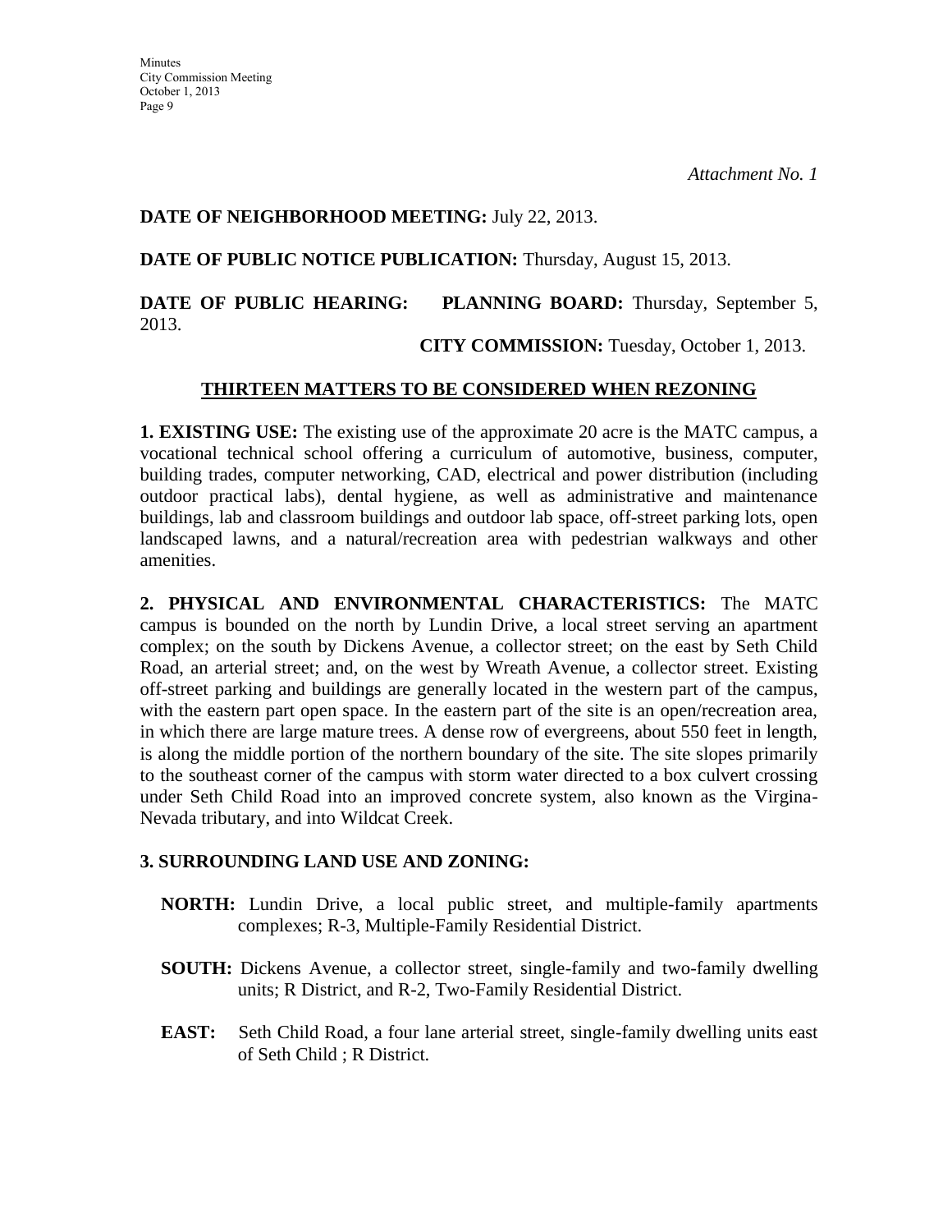*Attachment No. 1*

**DATE OF NEIGHBORHOOD MEETING:** July 22, 2013.

**DATE OF PUBLIC NOTICE PUBLICATION:** Thursday, August 15, 2013.

**DATE OF PUBLIC HEARING:** **PLANNING BOARD:** Thursday, September 5, 2013.

**CITY COMMISSION:** Tuesday, October 1, 2013.

## THIRTEEN MATTERS TO BE CONSIDERED WHEN REZONING

**1. EXISTING USE:** The existing use of the approximate 20 acre is the MATC campus, a vocational technical school offering a curriculum of automotive, business, computer, building trades, computer networking, CAD, electrical and power distribution (including outdoor practical labs), dental hygiene, as well as administrative and maintenance buildings, lab and classroom buildings and outdoor lab space, off-street parking lots, open landscaped lawns, and a natural/recreation area with pedestrian walkways and other amenities.

**2. PHYSICAL AND ENVIRONMENTAL CHARACTERISTICS:** The MATC campus is bounded on the north by Lundin Drive, a local street serving an apartment complex; on the south by Dickens Avenue, a collector street; on the east by Seth Child Road, an arterial street; and, on the west by Wreath Avenue, a collector street. Existing off-street parking and buildings are generally located in the western part of the campus, with the eastern part open space. In the eastern part of the site is an open/recreation area, in which there are large mature trees. A dense row of evergreens, about 550 feet in length, is along the middle portion of the northern boundary of the site. The site slopes primarily to the southeast corner of the campus with storm water directed to a box culvert crossing under Seth Child Road into an improved concrete system, also known as the Virgina-Nevada tributary, and into Wildcat Creek.

**3. SURROUNDING LAND USE AND ZONING:**

**NORTH:** Lundin Drive, a local public street, and multiple-family apartments complexes; R-3, Multiple-Family Residential District.

**SOUTH:** Dickens Avenue, a collector street, single-family and two-family dwelling units; R District, and R-2, Two-Family Residential District.

**EAST:** Seth Child Road, a four lane arterial street, single-family dwelling units east of Seth Child ; R District.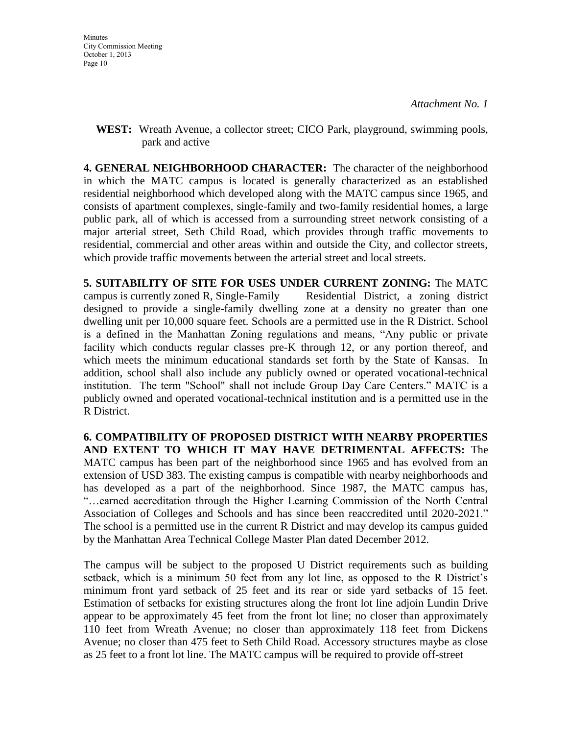*Attachment No. 1*

**WEST:** Wreath Avenue, a collector street; CICO Park, playground, swimming pools, park and active

**4. GENERAL NEIGHBORHOOD CHARACTER:** The character of the neighborhood in which the MATC campus is located is generally characterized as an established residential neighborhood which developed along with the MATC campus since 1965, and consists of apartment complexes, single-family and two-family residential homes, a large public park, all of which is accessed from a surrounding street network consisting of a major arterial street, Seth Child Road, which provides through traffic movements to residential, commercial and other areas within and outside the City, and collector streets, which provide traffic movements between the arterial street and local streets.

**5. SUITABILITY OF SITE FOR USES UNDER CURRENT ZONING:** The MATC campus is currently zoned R, Single-Family Residential District, a zoning district designed to provide a single-family dwelling zone at a density no greater than one dwelling unit per 10,000 square feet. Schools are a permitted use in the R District. School is a defined in the Manhattan Zoning regulations and means, "Any public or private facility which conducts regular classes pre-K through 12, or any portion thereof, and which meets the minimum educational standards set forth by the State of Kansas. In addition, school shall also include any publicly owned or operated vocational-technical institution. The term "School" shall not include Group Day Care Centers." MATC is a publicly owned and operated vocational-technical institution and is a permitted use in the R District.

**6. COMPATIBILITY OF PROPOSED DISTRICT WITH NEARBY PROPERTIES AND EXTENT TO WHICH IT MAY HAVE DETRIMENTAL AFFECTS:** The MATC campus has been part of the neighborhood since 1965 and has evolved from an extension of USD 383. The existing campus is compatible with nearby neighborhoods and has developed as a part of the neighborhood. Since 1987, the MATC campus has, "…earned accreditation through the Higher Learning Commission of the North Central Association of Colleges and Schools and has since been reaccredited until 2020-2021." The school is a permitted use in the current R District and may develop its campus guided by the Manhattan Area Technical College Master Plan dated December 2012.

The campus will be subject to the proposed U District requirements such as building setback, which is a minimum 50 feet from any lot line, as opposed to the R District's minimum front yard setback of 25 feet and its rear or side yard setbacks of 15 feet. Estimation of setbacks for existing structures along the front lot line adjoin Lundin Drive appear to be approximately 45 feet from the front lot line; no closer than approximately 110 feet from Wreath Avenue; no closer than approximately 118 feet from Dickens Avenue; no closer than 475 feet to Seth Child Road. Accessory structures maybe as close as 25 feet to a front lot line. The MATC campus will be required to provide off-street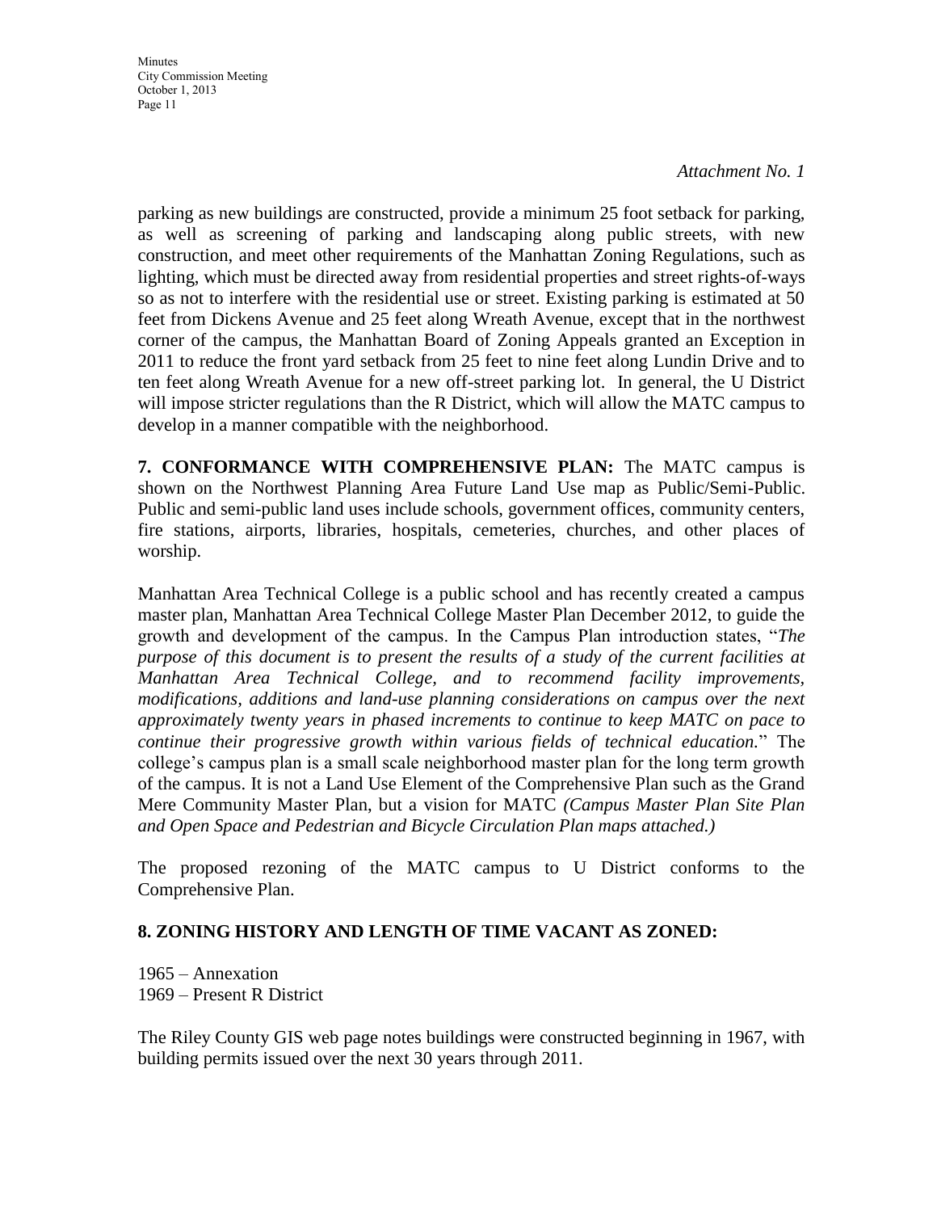*Attachment No. 1*

parking as new buildings are constructed, provide a minimum 25 foot setback for parking, as well as screening of parking and landscaping along public streets, with new construction, and meet other requirements of the Manhattan Zoning Regulations, such as lighting, which must be directed away from residential properties and street rights-of-ways so as not to interfere with the residential use or street. Existing parking is estimated at 50 feet from Dickens Avenue and 25 feet along Wreath Avenue, except that in the northwest corner of the campus, the Manhattan Board of Zoning Appeals granted an Exception in 2011 to reduce the front yard setback from 25 feet to nine feet along Lundin Drive and to ten feet along Wreath Avenue for a new off-street parking lot. In general, the U District will impose stricter regulations than the R District, which will allow the MATC campus to develop in a manner compatible with the neighborhood.

**7. CONFORMANCE WITH COMPREHENSIVE PLAN:** The MATC campus is shown on the Northwest Planning Area Future Land Use map as Public/Semi-Public. Public and semi-public land uses include schools, government offices, community centers, fire stations, airports, libraries, hospitals, cemeteries, churches, and other places of worship.

Manhattan Area Technical College is a public school and has recently created a campus master plan, Manhattan Area Technical College Master Plan December 2012, to guide the growth and development of the campus. In the Campus Plan introduction states, "*The purpose of this document is to present the results of a study of the current facilities at Manhattan Area Technical College, and to recommend facility improvements, modifications, additions and land-use planning considerations on campus over the next approximately twenty years in phased increments to continue to keep MATC on pace to continue their progressive growth within various fields of technical education.*" The college's campus plan is a small scale neighborhood master plan for the long term growth of the campus. It is not a Land Use Element of the Comprehensive Plan such as the Grand Mere Community Master Plan, but a vision for MATC *(Campus Master Plan Site Plan and Open Space and Pedestrian and Bicycle Circulation Plan maps attached.)*

The proposed rezoning of the MATC campus to U District conforms to the Comprehensive Plan.

**8. ZONING HISTORY AND LENGTH OF TIME VACANT AS ZONED:**

1965 – Annexation
1969 – Present R District

The Riley County GIS web page notes buildings were constructed beginning in 1967, with building permits issued over the next 30 years through 2011.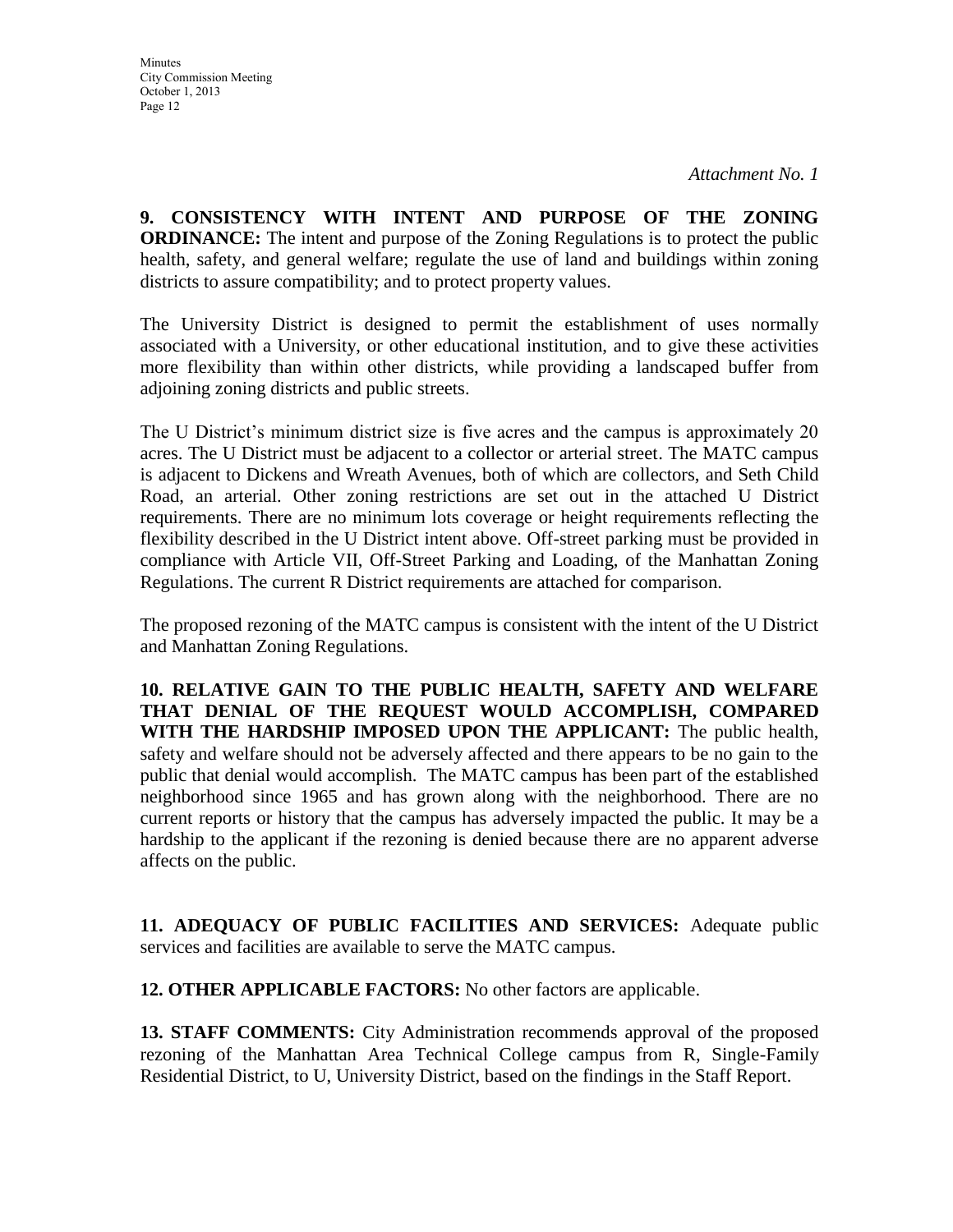*Attachment No. 1*

**9. CONSISTENCY WITH INTENT AND PURPOSE OF THE ZONING ORDINANCE:** The intent and purpose of the Zoning Regulations is to protect the public health, safety, and general welfare; regulate the use of land and buildings within zoning districts to assure compatibility; and to protect property values.

The University District is designed to permit the establishment of uses normally associated with a University, or other educational institution, and to give these activities more flexibility than within other districts, while providing a landscaped buffer from adjoining zoning districts and public streets.

The U District's minimum district size is five acres and the campus is approximately 20 acres. The U District must be adjacent to a collector or arterial street. The MATC campus is adjacent to Dickens and Wreath Avenues, both of which are collectors, and Seth Child Road, an arterial. Other zoning restrictions are set out in the attached U District requirements. There are no minimum lots coverage or height requirements reflecting the flexibility described in the U District intent above. Off-street parking must be provided in compliance with Article VII, Off-Street Parking and Loading, of the Manhattan Zoning Regulations. The current R District requirements are attached for comparison.

The proposed rezoning of the MATC campus is consistent with the intent of the U District and Manhattan Zoning Regulations.

**10. RELATIVE GAIN TO THE PUBLIC HEALTH, SAFETY AND WELFARE THAT DENIAL OF THE REQUEST WOULD ACCOMPLISH, COMPARED WITH THE HARDSHIP IMPOSED UPON THE APPLICANT:** The public health, safety and welfare should not be adversely affected and there appears to be no gain to the public that denial would accomplish. The MATC campus has been part of the established neighborhood since 1965 and has grown along with the neighborhood. There are no current reports or history that the campus has adversely impacted the public. It may be a hardship to the applicant if the rezoning is denied because there are no apparent adverse affects on the public.

**11. ADEQUACY OF PUBLIC FACILITIES AND SERVICES:** Adequate public services and facilities are available to serve the MATC campus.

**12. OTHER APPLICABLE FACTORS:** No other factors are applicable.

**13. STAFF COMMENTS:** City Administration recommends approval of the proposed rezoning of the Manhattan Area Technical College campus from R, Single-Family Residential District, to U, University District, based on the findings in the Staff Report.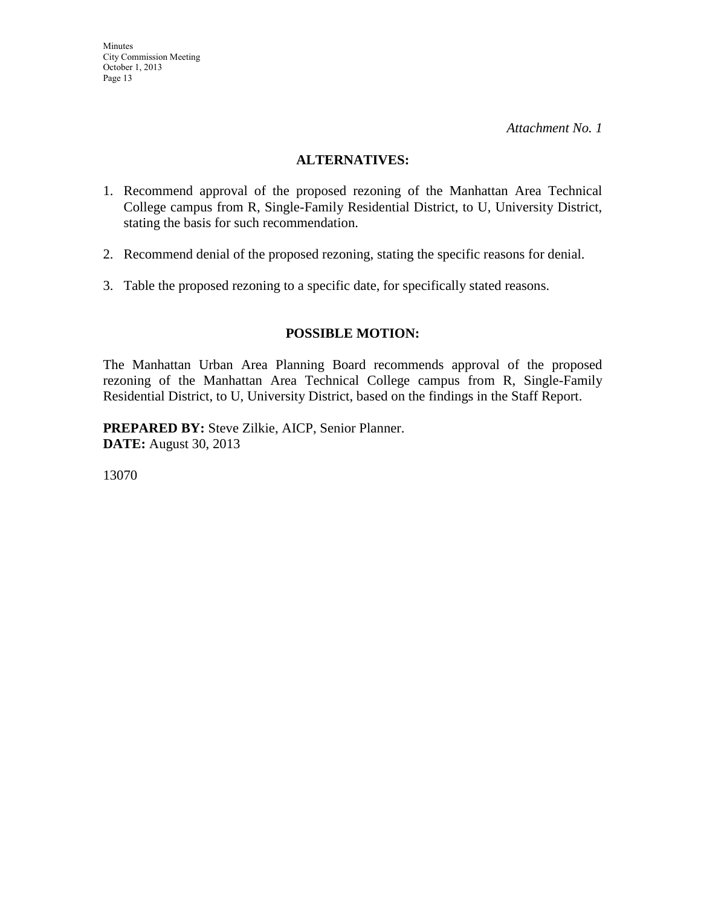*Attachment No. 1*

## ALTERNATIVES:

1. Recommend approval of the proposed rezoning of the Manhattan Area Technical College campus from R, Single-Family Residential District, to U, University District, stating the basis for such recommendation.

2. Recommend denial of the proposed rezoning, stating the specific reasons for denial.

3. Table the proposed rezoning to a specific date, for specifically stated reasons.

## POSSIBLE MOTION:

The Manhattan Urban Area Planning Board recommends approval of the proposed rezoning of the Manhattan Area Technical College campus from R, Single-Family Residential District, to U, University District, based on the findings in the Staff Report.

**PREPARED BY:** Steve Zilkie, AICP, Senior Planner.
**DATE:** August 30, 2013

13070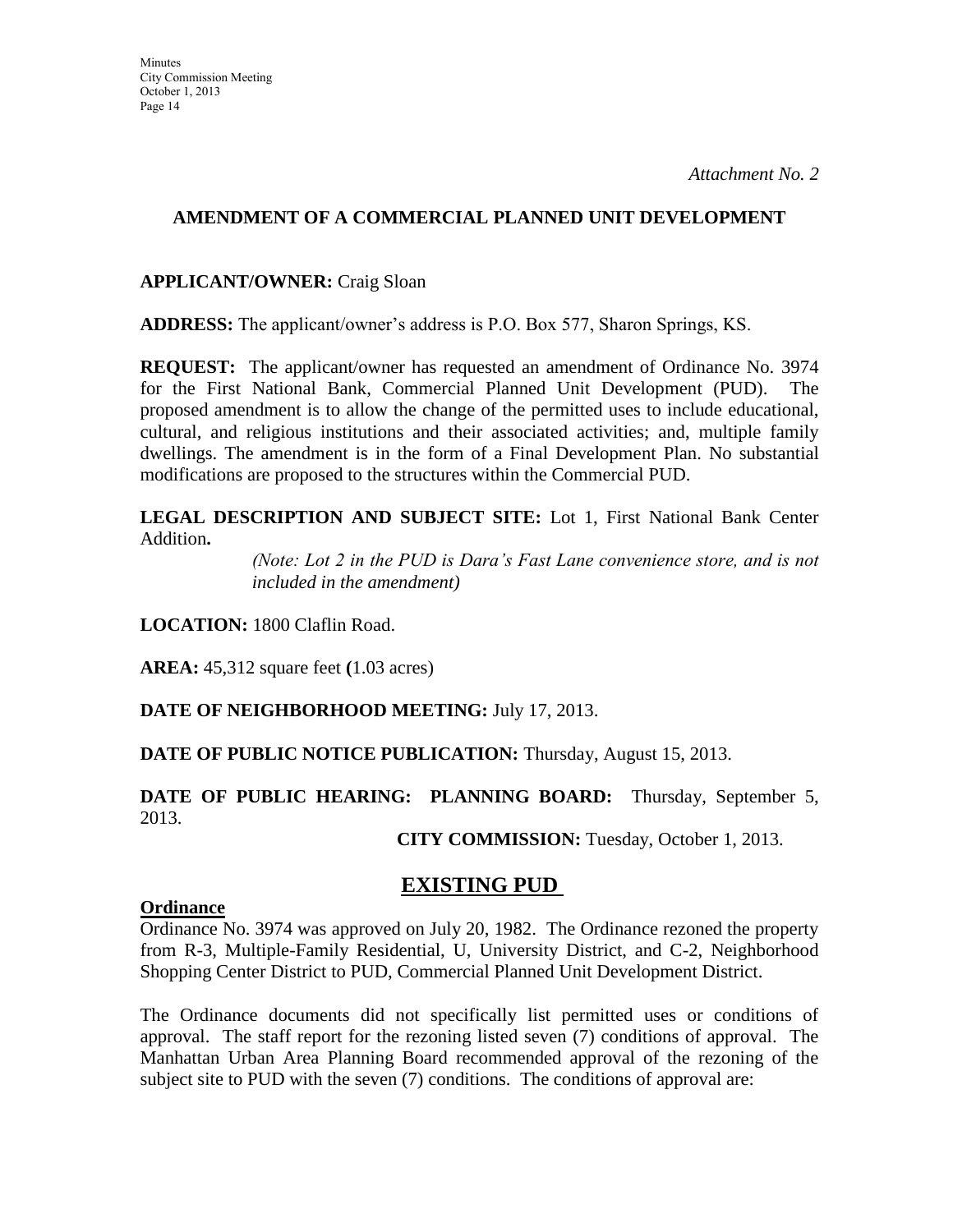*Attachment No. 2*

## AMENDMENT OF A COMMERCIAL PLANNED UNIT DEVELOPMENT

**APPLICANT/OWNER:** Craig Sloan

**ADDRESS:** The applicant/owner's address is P.O. Box 577, Sharon Springs, KS.

**REQUEST:** The applicant/owner has requested an amendment of Ordinance No. 3974 for the First National Bank, Commercial Planned Unit Development (PUD). The proposed amendment is to allow the change of the permitted uses to include educational, cultural, and religious institutions and their associated activities; and, multiple family dwellings. The amendment is in the form of a Final Development Plan. No substantial modifications are proposed to the structures within the Commercial PUD.

**LEGAL DESCRIPTION AND SUBJECT SITE:** Lot 1, First National Bank Center Addition**.**

*(Note: Lot 2 in the PUD is Dara's Fast Lane convenience store, and is not included in the amendment)*

**LOCATION:** 1800 Claflin Road.

**AREA:** 45,312 square feet **(**1.03 acres)

**DATE OF NEIGHBORHOOD MEETING:** July 17, 2013.

**DATE OF PUBLIC NOTICE PUBLICATION:** Thursday, August 15, 2013.

**DATE OF PUBLIC HEARING: PLANNING BOARD:** Thursday, September 5, 2013.

**CITY COMMISSION:** Tuesday, October 1, 2013.

## EXISTING PUD

**Ordinance**

Ordinance No. 3974 was approved on July 20, 1982. The Ordinance rezoned the property from R-3, Multiple-Family Residential, U, University District, and C-2, Neighborhood Shopping Center District to PUD, Commercial Planned Unit Development District.

The Ordinance documents did not specifically list permitted uses or conditions of approval. The staff report for the rezoning listed seven (7) conditions of approval. The Manhattan Urban Area Planning Board recommended approval of the rezoning of the subject site to PUD with the seven (7) conditions. The conditions of approval are: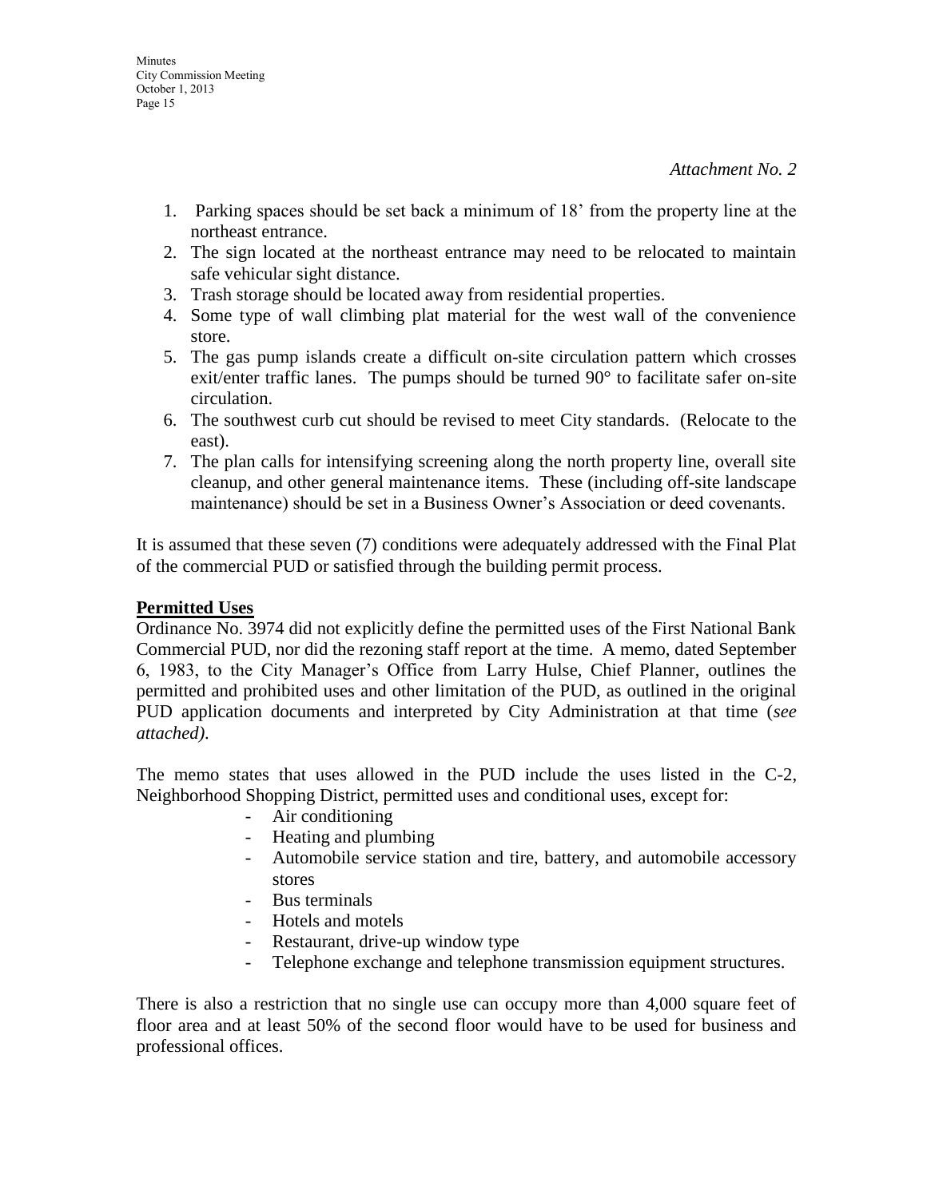*Attachment No. 2*

1. Parking spaces should be set back a minimum of 18' from the property line at the northeast entrance.
2. The sign located at the northeast entrance may need to be relocated to maintain safe vehicular sight distance.
3. Trash storage should be located away from residential properties.
4. Some type of wall climbing plat material for the west wall of the convenience store.
5. The gas pump islands create a difficult on-site circulation pattern which crosses exit/enter traffic lanes. The pumps should be turned 90° to facilitate safer on-site circulation.
6. The southwest curb cut should be revised to meet City standards. (Relocate to the east).
7. The plan calls for intensifying screening along the north property line, overall site cleanup, and other general maintenance items. These (including off-site landscape maintenance) should be set in a Business Owner's Association or deed covenants.

It is assumed that these seven (7) conditions were adequately addressed with the Final Plat of the commercial PUD or satisfied through the building permit process.

**Permitted Uses**

Ordinance No. 3974 did not explicitly define the permitted uses of the First National Bank Commercial PUD, nor did the rezoning staff report at the time. A memo, dated September 6, 1983, to the City Manager's Office from Larry Hulse, Chief Planner, outlines the permitted and prohibited uses and other limitation of the PUD, as outlined in the original PUD application documents and interpreted by City Administration at that time (*see attached)*.

The memo states that uses allowed in the PUD include the uses listed in the C-2, Neighborhood Shopping District, permitted uses and conditional uses, except for:

- Air conditioning
- Heating and plumbing
- Automobile service station and tire, battery, and automobile accessory stores
- Bus terminals
- Hotels and motels
- Restaurant, drive-up window type
- Telephone exchange and telephone transmission equipment structures.

There is also a restriction that no single use can occupy more than 4,000 square feet of floor area and at least 50% of the second floor would have to be used for business and professional offices.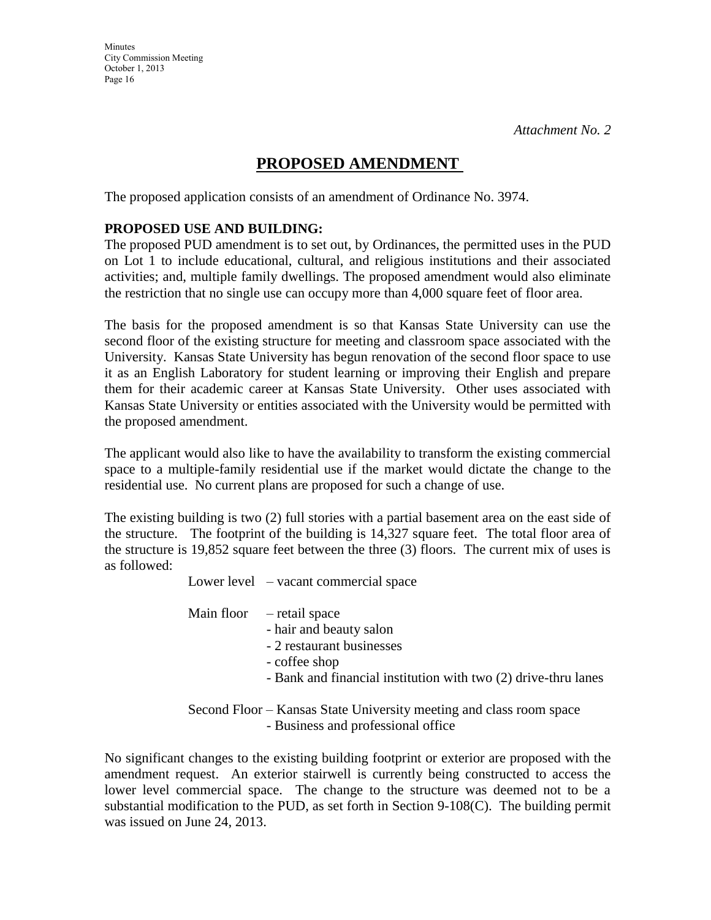*Attachment No. 2*

# PROPOSED AMENDMENT

The proposed application consists of an amendment of Ordinance No. 3974.

**PROPOSED USE AND BUILDING:**
The proposed PUD amendment is to set out, by Ordinances, the permitted uses in the PUD on Lot 1 to include educational, cultural, and religious institutions and their associated activities; and, multiple family dwellings. The proposed amendment would also eliminate the restriction that no single use can occupy more than 4,000 square feet of floor area.

The basis for the proposed amendment is so that Kansas State University can use the second floor of the existing structure for meeting and classroom space associated with the University. Kansas State University has begun renovation of the second floor space to use it as an English Laboratory for student learning or improving their English and prepare them for their academic career at Kansas State University. Other uses associated with Kansas State University or entities associated with the University would be permitted with the proposed amendment.

The applicant would also like to have the availability to transform the existing commercial space to a multiple-family residential use if the market would dictate the change to the residential use. No current plans are proposed for such a change of use.

The existing building is two (2) full stories with a partial basement area on the east side of the structure. The footprint of the building is 14,327 square feet. The total floor area of the structure is 19,852 square feet between the three (3) floors. The current mix of uses is as followed:

Lower level – vacant commercial space

Main floor – retail space
- hair and beauty salon
- 2 restaurant businesses
- coffee shop
- Bank and financial institution with two (2) drive-thru lanes

Second Floor – Kansas State University meeting and class room space
- Business and professional office

No significant changes to the existing building footprint or exterior are proposed with the amendment request. An exterior stairwell is currently being constructed to access the lower level commercial space. The change to the structure was deemed not to be a substantial modification to the PUD, as set forth in Section 9-108(C). The building permit was issued on June 24, 2013.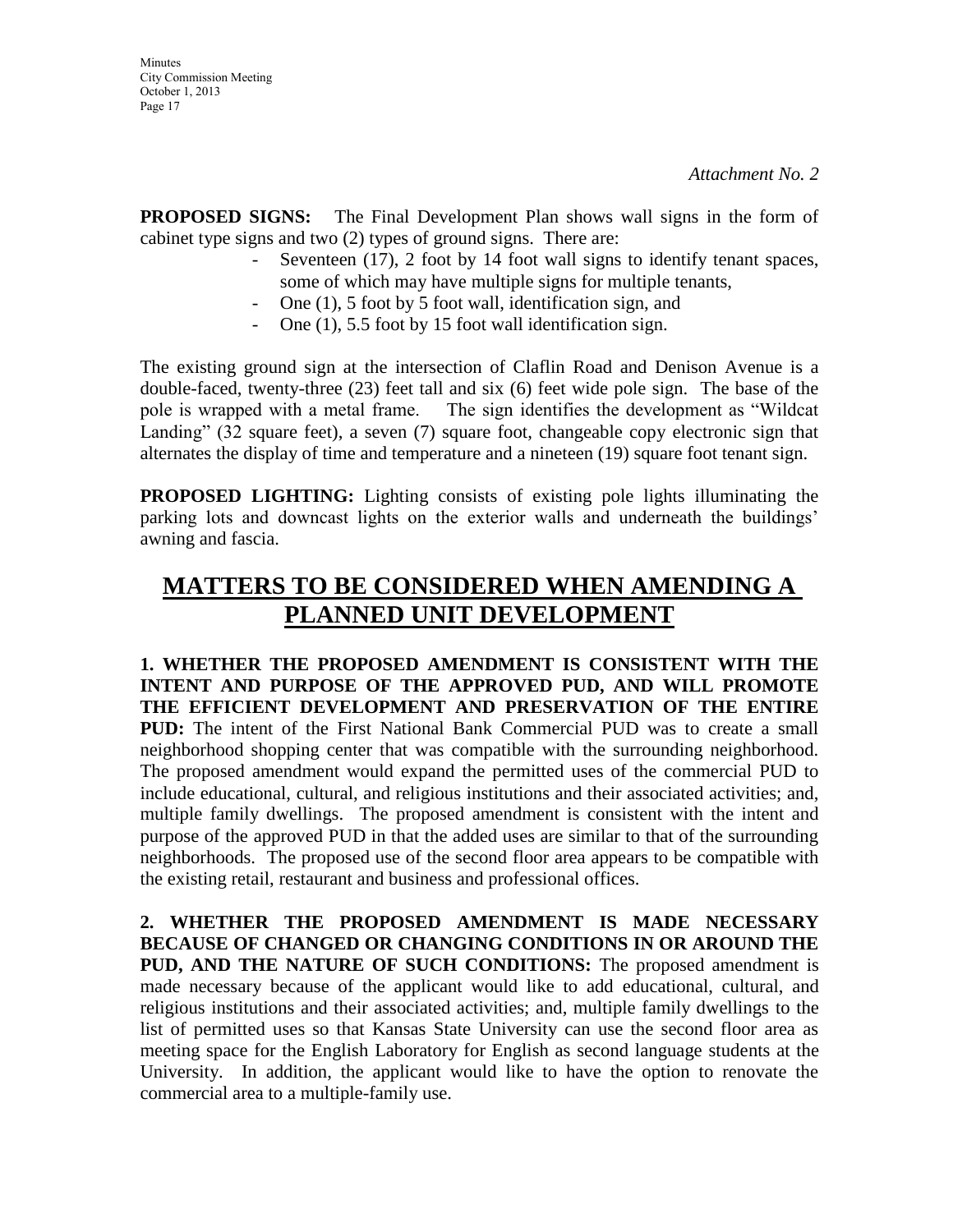*Attachment No. 2*

**PROPOSED SIGNS:** The Final Development Plan shows wall signs in the form of cabinet type signs and two (2) types of ground signs. There are:

- Seventeen (17), 2 foot by 14 foot wall signs to identify tenant spaces, some of which may have multiple signs for multiple tenants,
- One (1), 5 foot by 5 foot wall, identification sign, and
- One (1), 5.5 foot by 15 foot wall identification sign.

The existing ground sign at the intersection of Claflin Road and Denison Avenue is a double-faced, twenty-three (23) feet tall and six (6) feet wide pole sign. The base of the pole is wrapped with a metal frame. The sign identifies the development as "Wildcat Landing" (32 square feet), a seven (7) square foot, changeable copy electronic sign that alternates the display of time and temperature and a nineteen (19) square foot tenant sign.

**PROPOSED LIGHTING:** Lighting consists of existing pole lights illuminating the parking lots and downcast lights on the exterior walls and underneath the buildings' awning and fascia.

## MATTERS TO BE CONSIDERED WHEN AMENDING A PLANNED UNIT DEVELOPMENT

**1. WHETHER THE PROPOSED AMENDMENT IS CONSISTENT WITH THE INTENT AND PURPOSE OF THE APPROVED PUD, AND WILL PROMOTE THE EFFICIENT DEVELOPMENT AND PRESERVATION OF THE ENTIRE PUD:** The intent of the First National Bank Commercial PUD was to create a small neighborhood shopping center that was compatible with the surrounding neighborhood. The proposed amendment would expand the permitted uses of the commercial PUD to include educational, cultural, and religious institutions and their associated activities; and, multiple family dwellings. The proposed amendment is consistent with the intent and purpose of the approved PUD in that the added uses are similar to that of the surrounding neighborhoods. The proposed use of the second floor area appears to be compatible with the existing retail, restaurant and business and professional offices.

**2. WHETHER THE PROPOSED AMENDMENT IS MADE NECESSARY BECAUSE OF CHANGED OR CHANGING CONDITIONS IN OR AROUND THE PUD, AND THE NATURE OF SUCH CONDITIONS:** The proposed amendment is made necessary because of the applicant would like to add educational, cultural, and religious institutions and their associated activities; and, multiple family dwellings to the list of permitted uses so that Kansas State University can use the second floor area as meeting space for the English Laboratory for English as second language students at the University. In addition, the applicant would like to have the option to renovate the commercial area to a multiple-family use.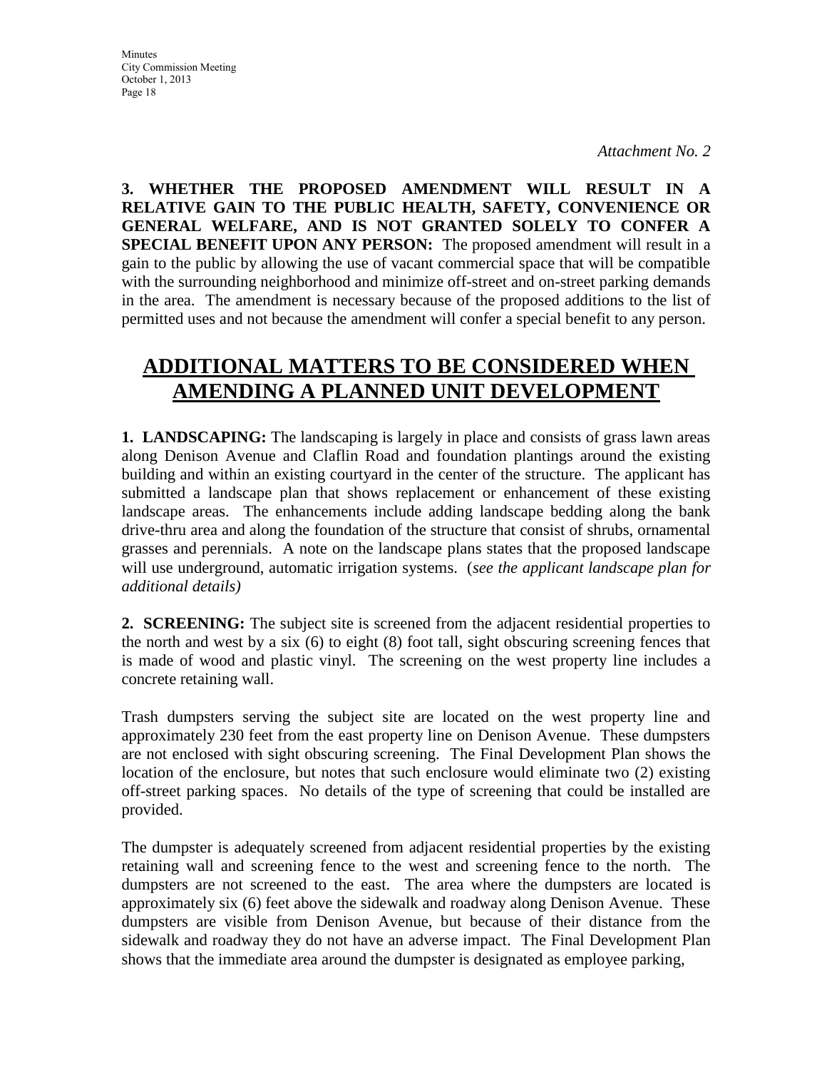*Attachment No. 2*

**3. WHETHER THE PROPOSED AMENDMENT WILL RESULT IN A RELATIVE GAIN TO THE PUBLIC HEALTH, SAFETY, CONVENIENCE OR GENERAL WELFARE, AND IS NOT GRANTED SOLELY TO CONFER A SPECIAL BENEFIT UPON ANY PERSON:** The proposed amendment will result in a gain to the public by allowing the use of vacant commercial space that will be compatible with the surrounding neighborhood and minimize off-street and on-street parking demands in the area. The amendment is necessary because of the proposed additions to the list of permitted uses and not because the amendment will confer a special benefit to any person.

## ADDITIONAL MATTERS TO BE CONSIDERED WHEN AMENDING A PLANNED UNIT DEVELOPMENT

**1. LANDSCAPING:** The landscaping is largely in place and consists of grass lawn areas along Denison Avenue and Claflin Road and foundation plantings around the existing building and within an existing courtyard in the center of the structure. The applicant has submitted a landscape plan that shows replacement or enhancement of these existing landscape areas. The enhancements include adding landscape bedding along the bank drive-thru area and along the foundation of the structure that consist of shrubs, ornamental grasses and perennials. A note on the landscape plans states that the proposed landscape will use underground, automatic irrigation systems. (*see the applicant landscape plan for additional details)*

**2. SCREENING:** The subject site is screened from the adjacent residential properties to the north and west by a six (6) to eight (8) foot tall, sight obscuring screening fences that is made of wood and plastic vinyl. The screening on the west property line includes a concrete retaining wall.

Trash dumpsters serving the subject site are located on the west property line and approximately 230 feet from the east property line on Denison Avenue. These dumpsters are not enclosed with sight obscuring screening. The Final Development Plan shows the location of the enclosure, but notes that such enclosure would eliminate two (2) existing off-street parking spaces. No details of the type of screening that could be installed are provided.

The dumpster is adequately screened from adjacent residential properties by the existing retaining wall and screening fence to the west and screening fence to the north. The dumpsters are not screened to the east. The area where the dumpsters are located is approximately six (6) feet above the sidewalk and roadway along Denison Avenue. These dumpsters are visible from Denison Avenue, but because of their distance from the sidewalk and roadway they do not have an adverse impact. The Final Development Plan shows that the immediate area around the dumpster is designated as employee parking,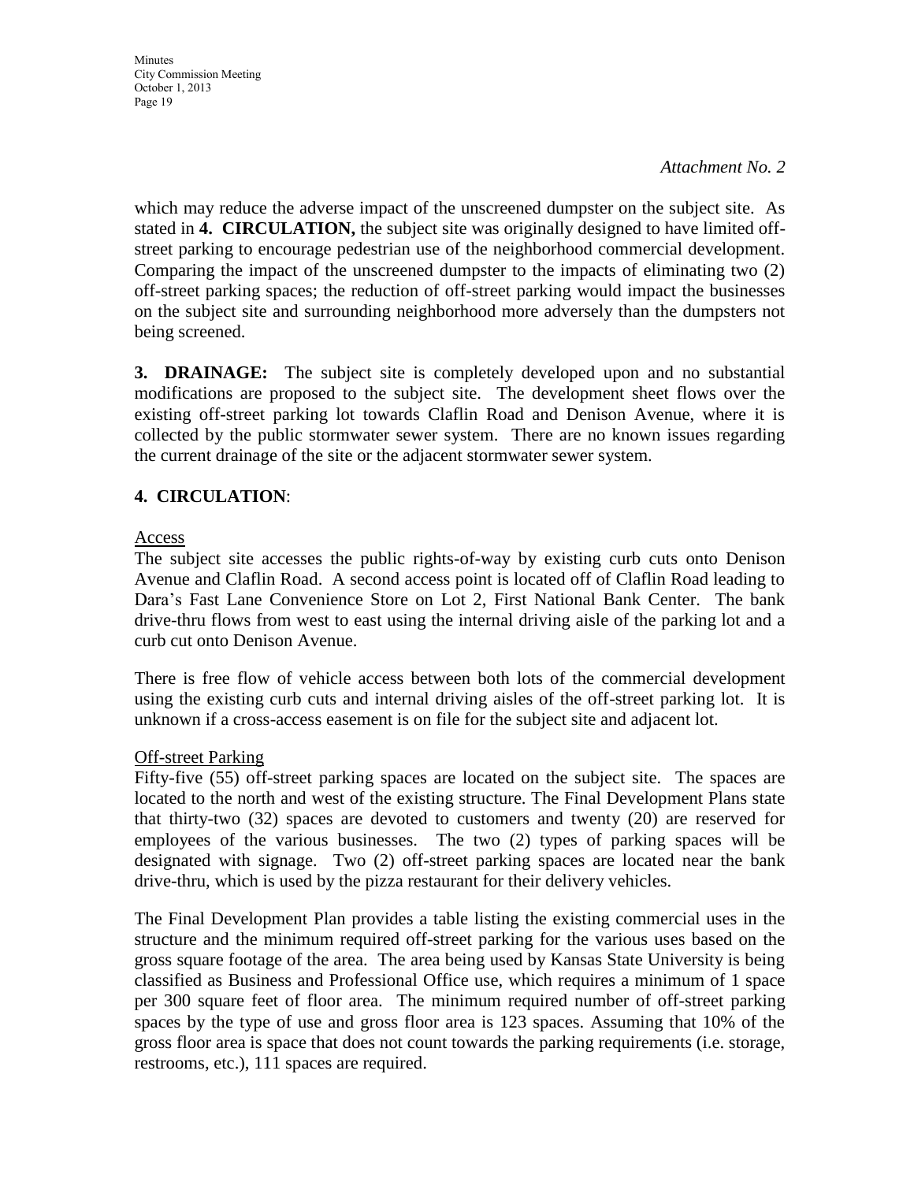*Attachment No. 2*

which may reduce the adverse impact of the unscreened dumpster on the subject site. As stated in **4. CIRCULATION,** the subject site was originally designed to have limited off-street parking to encourage pedestrian use of the neighborhood commercial development. Comparing the impact of the unscreened dumpster to the impacts of eliminating two (2) off-street parking spaces; the reduction of off-street parking would impact the businesses on the subject site and surrounding neighborhood more adversely than the dumpsters not being screened.

**3. DRAINAGE:** The subject site is completely developed upon and no substantial modifications are proposed to the subject site. The development sheet flows over the existing off-street parking lot towards Claflin Road and Denison Avenue, where it is collected by the public stormwater sewer system. There are no known issues regarding the current drainage of the site or the adjacent stormwater sewer system.

**4. CIRCULATION**:

Access

The subject site accesses the public rights-of-way by existing curb cuts onto Denison Avenue and Claflin Road. A second access point is located off of Claflin Road leading to Dara's Fast Lane Convenience Store on Lot 2, First National Bank Center. The bank drive-thru flows from west to east using the internal driving aisle of the parking lot and a curb cut onto Denison Avenue.

There is free flow of vehicle access between both lots of the commercial development using the existing curb cuts and internal driving aisles of the off-street parking lot. It is unknown if a cross-access easement is on file for the subject site and adjacent lot.

Off-street Parking

Fifty-five (55) off-street parking spaces are located on the subject site. The spaces are located to the north and west of the existing structure. The Final Development Plans state that thirty-two (32) spaces are devoted to customers and twenty (20) are reserved for employees of the various businesses. The two (2) types of parking spaces will be designated with signage. Two (2) off-street parking spaces are located near the bank drive-thru, which is used by the pizza restaurant for their delivery vehicles.

The Final Development Plan provides a table listing the existing commercial uses in the structure and the minimum required off-street parking for the various uses based on the gross square footage of the area. The area being used by Kansas State University is being classified as Business and Professional Office use, which requires a minimum of 1 space per 300 square feet of floor area. The minimum required number of off-street parking spaces by the type of use and gross floor area is 123 spaces. Assuming that 10% of the gross floor area is space that does not count towards the parking requirements (i.e. storage, restrooms, etc.), 111 spaces are required.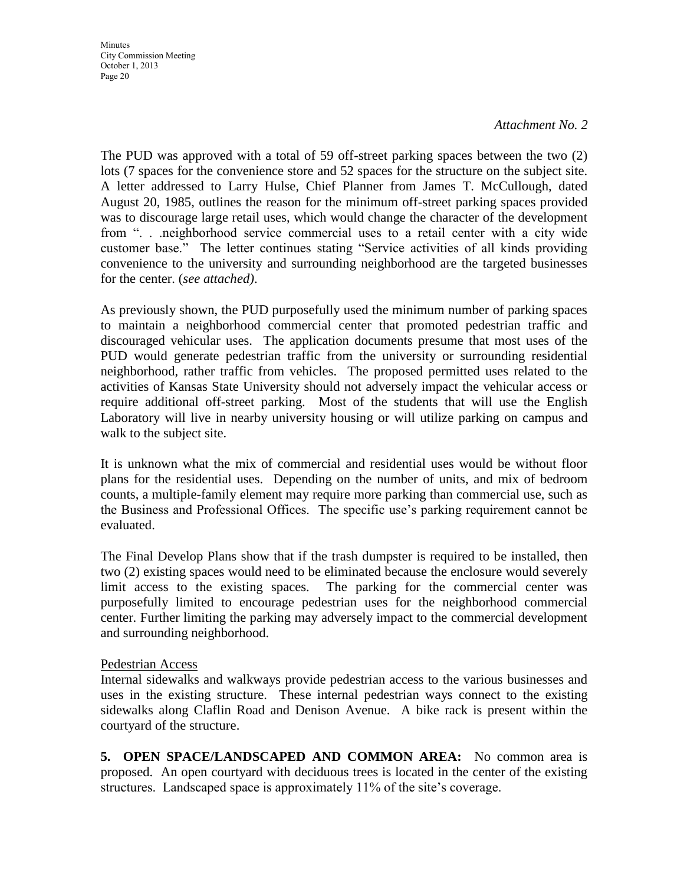*Attachment No. 2*

The PUD was approved with a total of 59 off-street parking spaces between the two (2) lots (7 spaces for the convenience store and 52 spaces for the structure on the subject site. A letter addressed to Larry Hulse, Chief Planner from James T. McCullough, dated August 20, 1985, outlines the reason for the minimum off-street parking spaces provided was to discourage large retail uses, which would change the character of the development from ". . .neighborhood service commercial uses to a retail center with a city wide customer base." The letter continues stating "Service activities of all kinds providing convenience to the university and surrounding neighborhood are the targeted businesses for the center. (*see attached)*.

As previously shown, the PUD purposefully used the minimum number of parking spaces to maintain a neighborhood commercial center that promoted pedestrian traffic and discouraged vehicular uses. The application documents presume that most uses of the PUD would generate pedestrian traffic from the university or surrounding residential neighborhood, rather traffic from vehicles. The proposed permitted uses related to the activities of Kansas State University should not adversely impact the vehicular access or require additional off-street parking. Most of the students that will use the English Laboratory will live in nearby university housing or will utilize parking on campus and walk to the subject site.

It is unknown what the mix of commercial and residential uses would be without floor plans for the residential uses. Depending on the number of units, and mix of bedroom counts, a multiple-family element may require more parking than commercial use, such as the Business and Professional Offices. The specific use's parking requirement cannot be evaluated.

The Final Develop Plans show that if the trash dumpster is required to be installed, then two (2) existing spaces would need to be eliminated because the enclosure would severely limit access to the existing spaces. The parking for the commercial center was purposefully limited to encourage pedestrian uses for the neighborhood commercial center. Further limiting the parking may adversely impact to the commercial development and surrounding neighborhood.

Pedestrian Access

Internal sidewalks and walkways provide pedestrian access to the various businesses and uses in the existing structure. These internal pedestrian ways connect to the existing sidewalks along Claflin Road and Denison Avenue. A bike rack is present within the courtyard of the structure.

**5. OPEN SPACE/LANDSCAPED AND COMMON AREA:** No common area is proposed. An open courtyard with deciduous trees is located in the center of the existing structures. Landscaped space is approximately 11% of the site's coverage.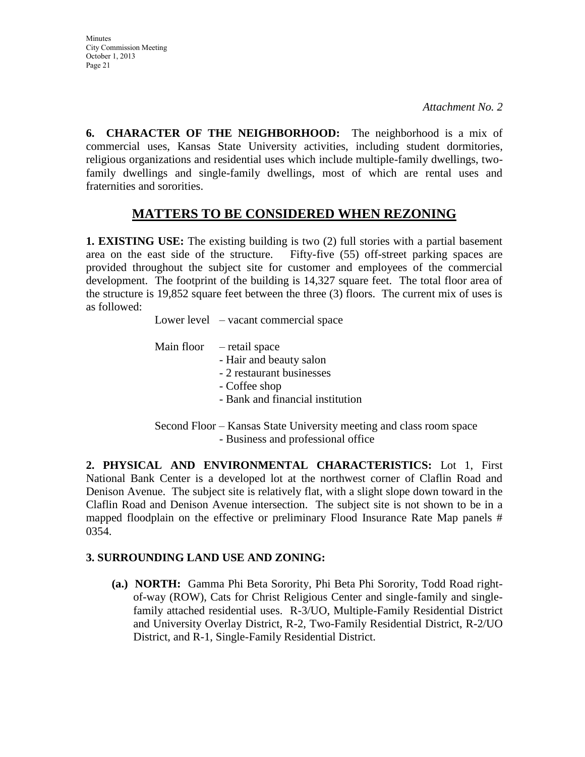*Attachment No. 2*

**6. CHARACTER OF THE NEIGHBORHOOD:** The neighborhood is a mix of commercial uses, Kansas State University activities, including student dormitories, religious organizations and residential uses which include multiple-family dwellings, two-family dwellings and single-family dwellings, most of which are rental uses and fraternities and sororities.

## MATTERS TO BE CONSIDERED WHEN REZONING

**1. EXISTING USE:** The existing building is two (2) full stories with a partial basement area on the east side of the structure. Fifty-five (55) off-street parking spaces are provided throughout the subject site for customer and employees of the commercial development. The footprint of the building is 14,327 square feet. The total floor area of the structure is 19,852 square feet between the three (3) floors. The current mix of uses is as followed:

Lower level – vacant commercial space

Main floor – retail space
- Hair and beauty salon
- 2 restaurant businesses
- Coffee shop
- Bank and financial institution

Second Floor – Kansas State University meeting and class room space
- Business and professional office

**2. PHYSICAL AND ENVIRONMENTAL CHARACTERISTICS:** Lot 1, First National Bank Center is a developed lot at the northwest corner of Claflin Road and Denison Avenue. The subject site is relatively flat, with a slight slope down toward in the Claflin Road and Denison Avenue intersection. The subject site is not shown to be in a mapped floodplain on the effective or preliminary Flood Insurance Rate Map panels # 0354.

**3. SURROUNDING LAND USE AND ZONING:**

**(a.) NORTH:** Gamma Phi Beta Sorority, Phi Beta Phi Sorority, Todd Road right-of-way (ROW), Cats for Christ Religious Center and single-family and single-family attached residential uses. R-3/UO, Multiple-Family Residential District and University Overlay District, R-2, Two-Family Residential District, R-2/UO District, and R-1, Single-Family Residential District.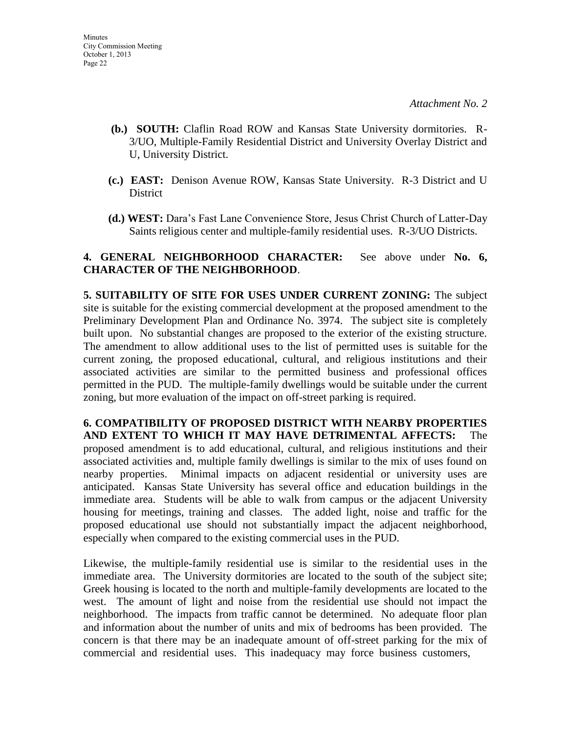*Attachment No. 2*

**(b.) SOUTH:** Claflin Road ROW and Kansas State University dormitories. R-3/UO, Multiple-Family Residential District and University Overlay District and U, University District.

**(c.) EAST:** Denison Avenue ROW, Kansas State University. R-3 District and U District

**(d.) WEST:** Dara's Fast Lane Convenience Store, Jesus Christ Church of Latter-Day Saints religious center and multiple-family residential uses. R-3/UO Districts.

**4. GENERAL NEIGHBORHOOD CHARACTER:** See above under **No. 6, CHARACTER OF THE NEIGHBORHOOD**.

**5. SUITABILITY OF SITE FOR USES UNDER CURRENT ZONING:** The subject site is suitable for the existing commercial development at the proposed amendment to the Preliminary Development Plan and Ordinance No. 3974. The subject site is completely built upon. No substantial changes are proposed to the exterior of the existing structure. The amendment to allow additional uses to the list of permitted uses is suitable for the current zoning, the proposed educational, cultural, and religious institutions and their associated activities are similar to the permitted business and professional offices permitted in the PUD. The multiple-family dwellings would be suitable under the current zoning, but more evaluation of the impact on off-street parking is required.

**6. COMPATIBILITY OF PROPOSED DISTRICT WITH NEARBY PROPERTIES AND EXTENT TO WHICH IT MAY HAVE DETRIMENTAL AFFECTS:** The proposed amendment is to add educational, cultural, and religious institutions and their associated activities and, multiple family dwellings is similar to the mix of uses found on nearby properties. Minimal impacts on adjacent residential or university uses are anticipated. Kansas State University has several office and education buildings in the immediate area. Students will be able to walk from campus or the adjacent University housing for meetings, training and classes. The added light, noise and traffic for the proposed educational use should not substantially impact the adjacent neighborhood, especially when compared to the existing commercial uses in the PUD.

Likewise, the multiple-family residential use is similar to the residential uses in the immediate area. The University dormitories are located to the south of the subject site; Greek housing is located to the north and multiple-family developments are located to the west. The amount of light and noise from the residential use should not impact the neighborhood. The impacts from traffic cannot be determined. No adequate floor plan and information about the number of units and mix of bedrooms has been provided. The concern is that there may be an inadequate amount of off-street parking for the mix of commercial and residential uses. This inadequacy may force business customers,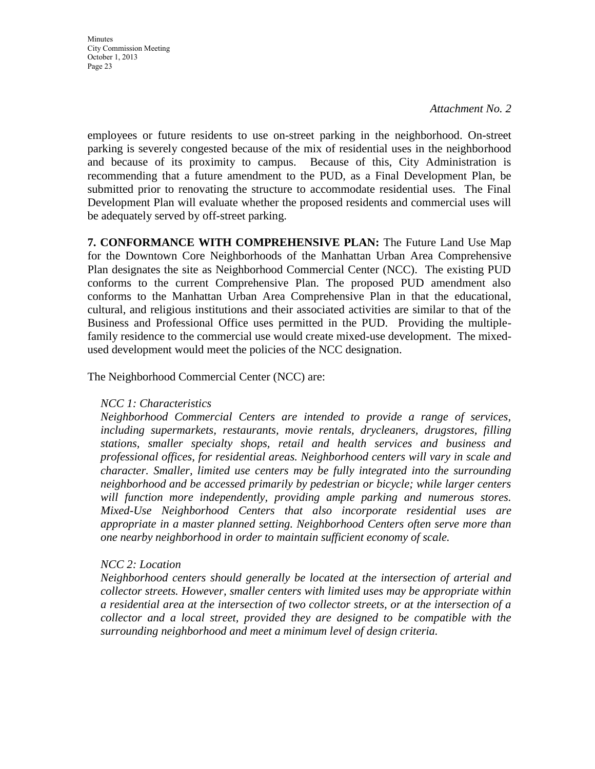*Attachment No. 2*

employees or future residents to use on-street parking in the neighborhood. On-street parking is severely congested because of the mix of residential uses in the neighborhood and because of its proximity to campus. Because of this, City Administration is recommending that a future amendment to the PUD, as a Final Development Plan, be submitted prior to renovating the structure to accommodate residential uses. The Final Development Plan will evaluate whether the proposed residents and commercial uses will be adequately served by off-street parking.

**7. CONFORMANCE WITH COMPREHENSIVE PLAN:** The Future Land Use Map for the Downtown Core Neighborhoods of the Manhattan Urban Area Comprehensive Plan designates the site as Neighborhood Commercial Center (NCC). The existing PUD conforms to the current Comprehensive Plan. The proposed PUD amendment also conforms to the Manhattan Urban Area Comprehensive Plan in that the educational, cultural, and religious institutions and their associated activities are similar to that of the Business and Professional Office uses permitted in the PUD. Providing the multiple-family residence to the commercial use would create mixed-use development. The mixed-used development would meet the policies of the NCC designation.

The Neighborhood Commercial Center (NCC) are:

*NCC 1: Characteristics*
*Neighborhood Commercial Centers are intended to provide a range of services, including supermarkets, restaurants, movie rentals, drycleaners, drugstores, filling stations, smaller specialty shops, retail and health services and business and professional offices, for residential areas. Neighborhood centers will vary in scale and character. Smaller, limited use centers may be fully integrated into the surrounding neighborhood and be accessed primarily by pedestrian or bicycle; while larger centers will function more independently, providing ample parking and numerous stores. Mixed-Use Neighborhood Centers that also incorporate residential uses are appropriate in a master planned setting. Neighborhood Centers often serve more than one nearby neighborhood in order to maintain sufficient economy of scale.*

*NCC 2: Location*
*Neighborhood centers should generally be located at the intersection of arterial and collector streets. However, smaller centers with limited uses may be appropriate within a residential area at the intersection of two collector streets, or at the intersection of a collector and a local street, provided they are designed to be compatible with the surrounding neighborhood and meet a minimum level of design criteria.*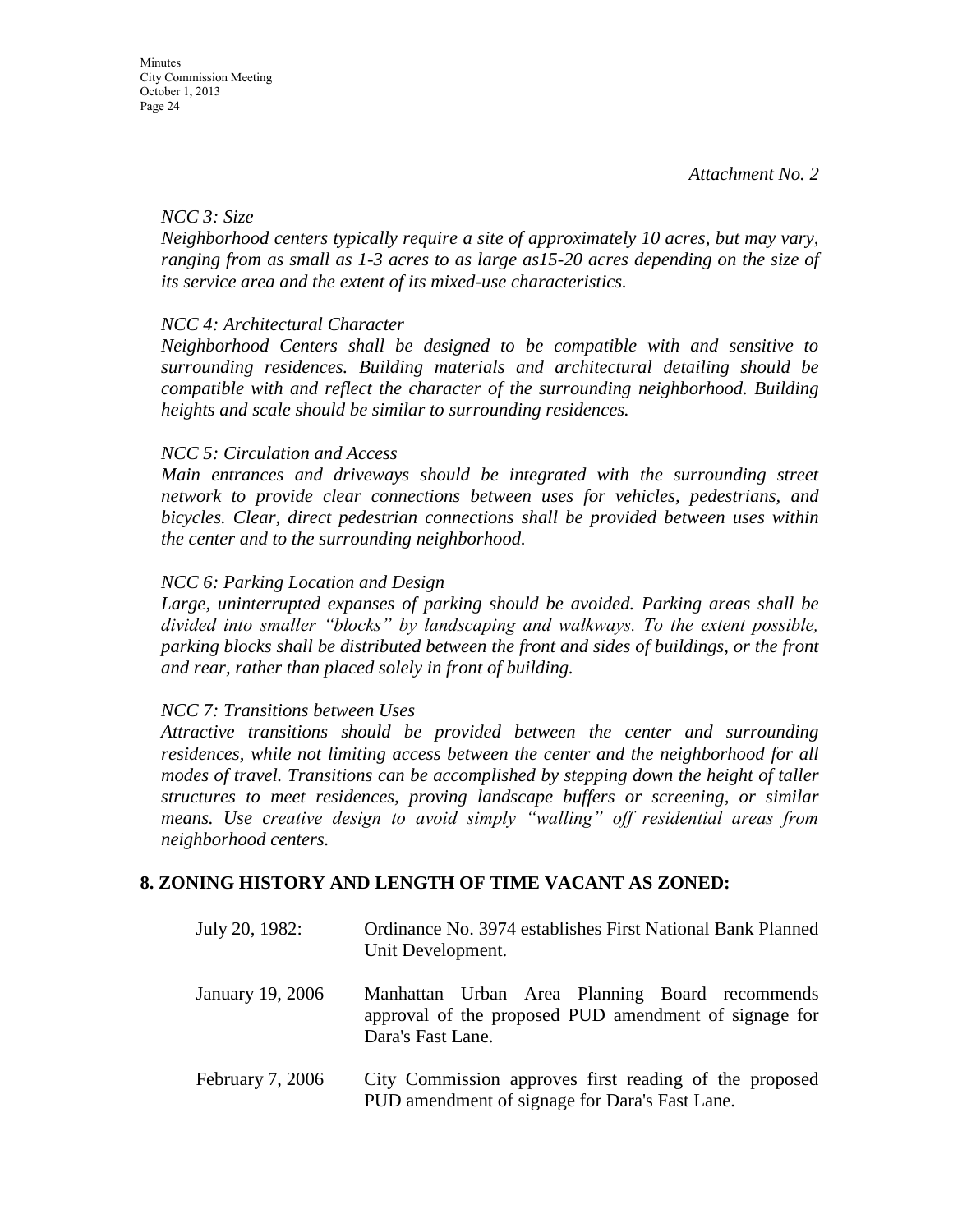*Attachment No. 2*

*NCC 3: Size*

*Neighborhood centers typically require a site of approximately 10 acres, but may vary, ranging from as small as 1-3 acres to as large as15-20 acres depending on the size of its service area and the extent of its mixed-use characteristics.*

*NCC 4: Architectural Character*

*Neighborhood Centers shall be designed to be compatible with and sensitive to surrounding residences. Building materials and architectural detailing should be compatible with and reflect the character of the surrounding neighborhood. Building heights and scale should be similar to surrounding residences.*

*NCC 5: Circulation and Access*

*Main entrances and driveways should be integrated with the surrounding street network to provide clear connections between uses for vehicles, pedestrians, and bicycles. Clear, direct pedestrian connections shall be provided between uses within the center and to the surrounding neighborhood.*

*NCC 6: Parking Location and Design*

*Large, uninterrupted expanses of parking should be avoided. Parking areas shall be divided into smaller "blocks" by landscaping and walkways. To the extent possible, parking blocks shall be distributed between the front and sides of buildings, or the front and rear, rather than placed solely in front of building.*

*NCC 7: Transitions between Uses*

*Attractive transitions should be provided between the center and surrounding residences, while not limiting access between the center and the neighborhood for all modes of travel. Transitions can be accomplished by stepping down the height of taller structures to meet residences, proving landscape buffers or screening, or similar means. Use creative design to avoid simply "walling" off residential areas from neighborhood centers.*

**8. ZONING HISTORY AND LENGTH OF TIME VACANT AS ZONED:**

| | |
|---|---|
| July 20, 1982: | Ordinance No. 3974 establishes First National Bank Planned Unit Development. |
| January 19, 2006 | Manhattan Urban Area Planning Board recommends approval of the proposed PUD amendment of signage for Dara's Fast Lane. |
| February 7, 2006 | City Commission approves first reading of the proposed PUD amendment of signage for Dara's Fast Lane. |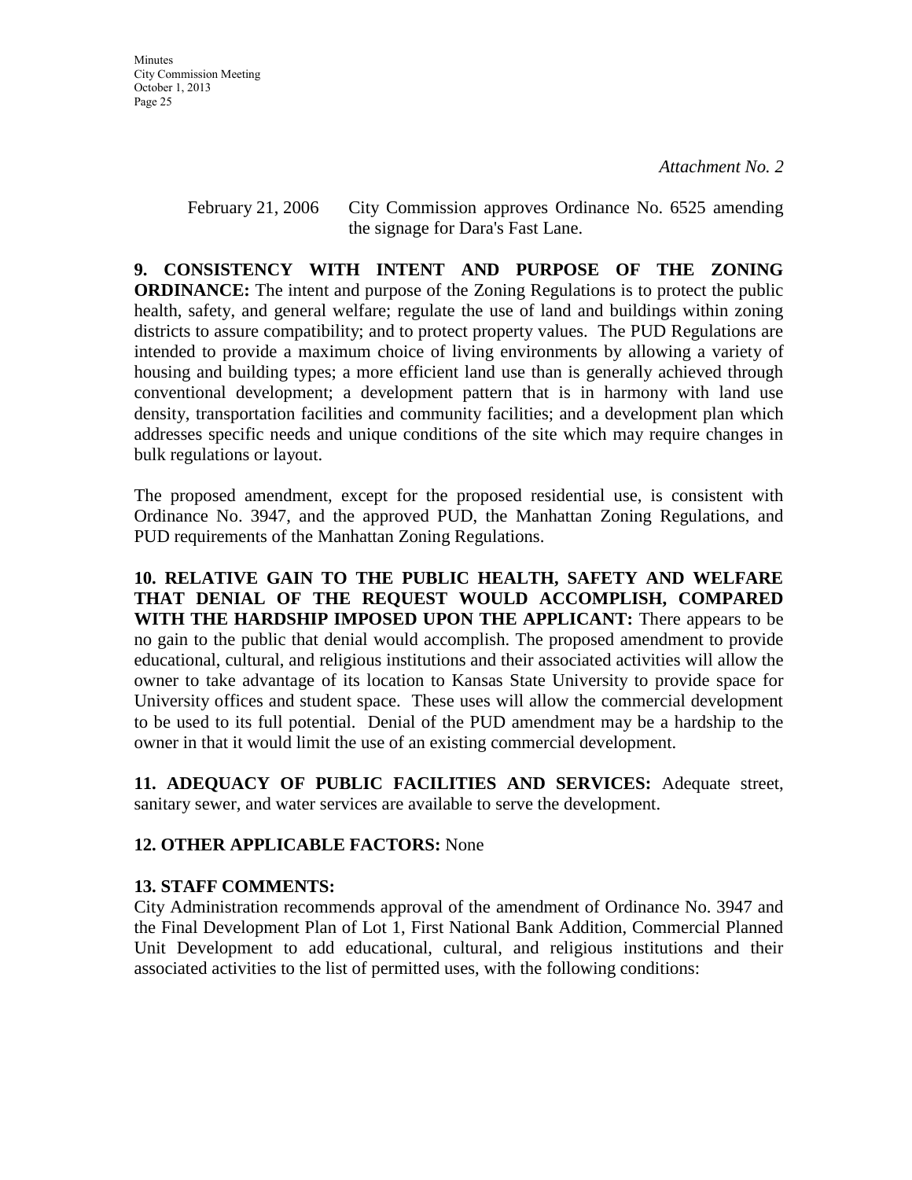*Attachment No. 2*

February 21, 2006 City Commission approves Ordinance No. 6525 amending the signage for Dara's Fast Lane.

**9. CONSISTENCY WITH INTENT AND PURPOSE OF THE ZONING ORDINANCE:** The intent and purpose of the Zoning Regulations is to protect the public health, safety, and general welfare; regulate the use of land and buildings within zoning districts to assure compatibility; and to protect property values. The PUD Regulations are intended to provide a maximum choice of living environments by allowing a variety of housing and building types; a more efficient land use than is generally achieved through conventional development; a development pattern that is in harmony with land use density, transportation facilities and community facilities; and a development plan which addresses specific needs and unique conditions of the site which may require changes in bulk regulations or layout.

The proposed amendment, except for the proposed residential use, is consistent with Ordinance No. 3947, and the approved PUD, the Manhattan Zoning Regulations, and PUD requirements of the Manhattan Zoning Regulations.

**10. RELATIVE GAIN TO THE PUBLIC HEALTH, SAFETY AND WELFARE THAT DENIAL OF THE REQUEST WOULD ACCOMPLISH, COMPARED WITH THE HARDSHIP IMPOSED UPON THE APPLICANT:** There appears to be no gain to the public that denial would accomplish. The proposed amendment to provide educational, cultural, and religious institutions and their associated activities will allow the owner to take advantage of its location to Kansas State University to provide space for University offices and student space. These uses will allow the commercial development to be used to its full potential. Denial of the PUD amendment may be a hardship to the owner in that it would limit the use of an existing commercial development.

**11. ADEQUACY OF PUBLIC FACILITIES AND SERVICES:** Adequate street, sanitary sewer, and water services are available to serve the development.

**12. OTHER APPLICABLE FACTORS:** None

**13. STAFF COMMENTS:**
City Administration recommends approval of the amendment of Ordinance No. 3947 and the Final Development Plan of Lot 1, First National Bank Addition, Commercial Planned Unit Development to add educational, cultural, and religious institutions and their associated activities to the list of permitted uses, with the following conditions: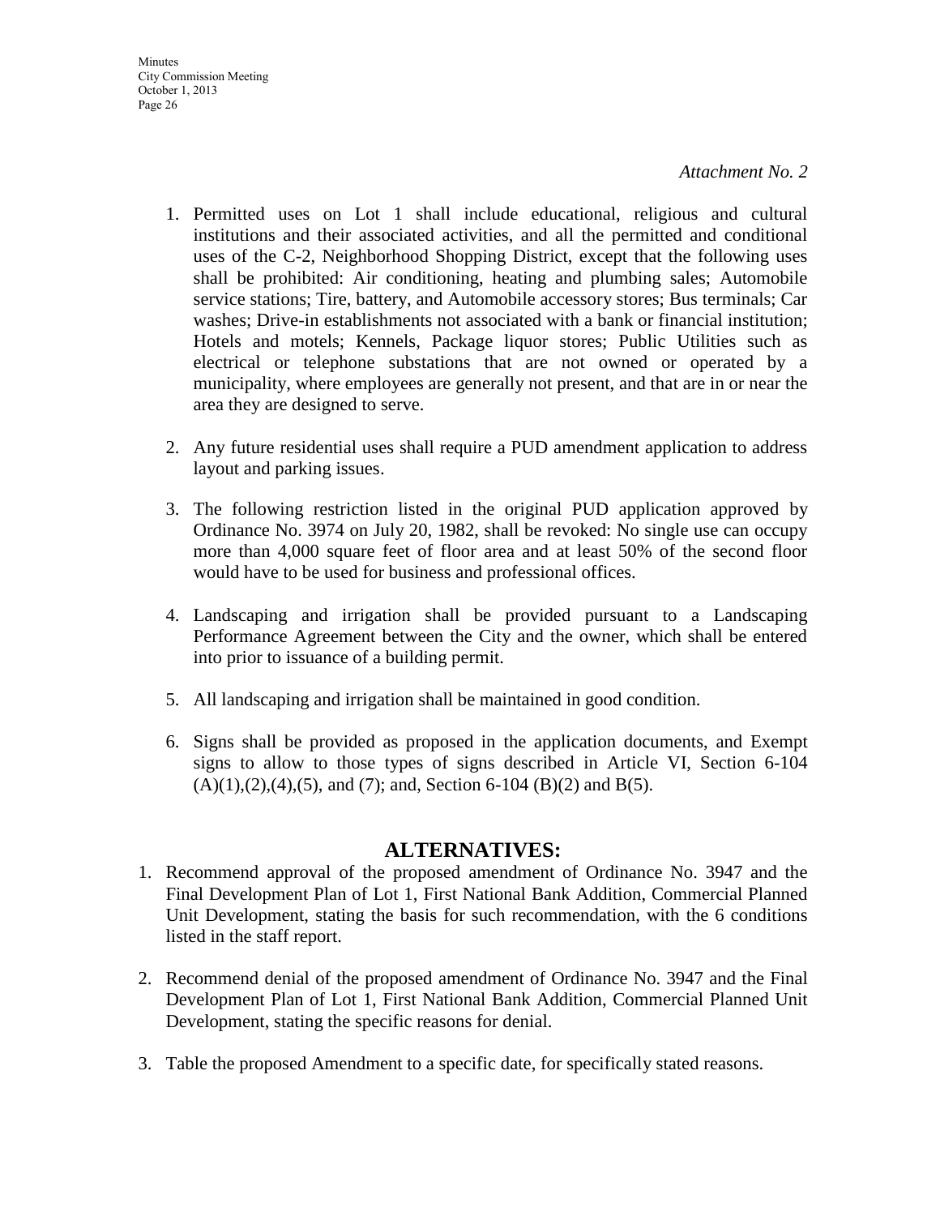*Attachment No. 2*

1. Permitted uses on Lot 1 shall include educational, religious and cultural institutions and their associated activities, and all the permitted and conditional uses of the C-2, Neighborhood Shopping District, except that the following uses shall be prohibited: Air conditioning, heating and plumbing sales; Automobile service stations; Tire, battery, and Automobile accessory stores; Bus terminals; Car washes; Drive-in establishments not associated with a bank or financial institution; Hotels and motels; Kennels, Package liquor stores; Public Utilities such as electrical or telephone substations that are not owned or operated by a municipality, where employees are generally not present, and that are in or near the area they are designed to serve.

2. Any future residential uses shall require a PUD amendment application to address layout and parking issues.

3. The following restriction listed in the original PUD application approved by Ordinance No. 3974 on July 20, 1982, shall be revoked: No single use can occupy more than 4,000 square feet of floor area and at least 50% of the second floor would have to be used for business and professional offices.

4. Landscaping and irrigation shall be provided pursuant to a Landscaping Performance Agreement between the City and the owner, which shall be entered into prior to issuance of a building permit.

5. All landscaping and irrigation shall be maintained in good condition.

6. Signs shall be provided as proposed in the application documents, and Exempt signs to allow to those types of signs described in Article VI, Section 6-104 (A)(1),(2),(4),(5), and (7); and, Section 6-104 (B)(2) and B(5).

## ALTERNATIVES:

1. Recommend approval of the proposed amendment of Ordinance No. 3947 and the Final Development Plan of Lot 1, First National Bank Addition, Commercial Planned Unit Development, stating the basis for such recommendation, with the 6 conditions listed in the staff report.

2. Recommend denial of the proposed amendment of Ordinance No. 3947 and the Final Development Plan of Lot 1, First National Bank Addition, Commercial Planned Unit Development, stating the specific reasons for denial.

3. Table the proposed Amendment to a specific date, for specifically stated reasons.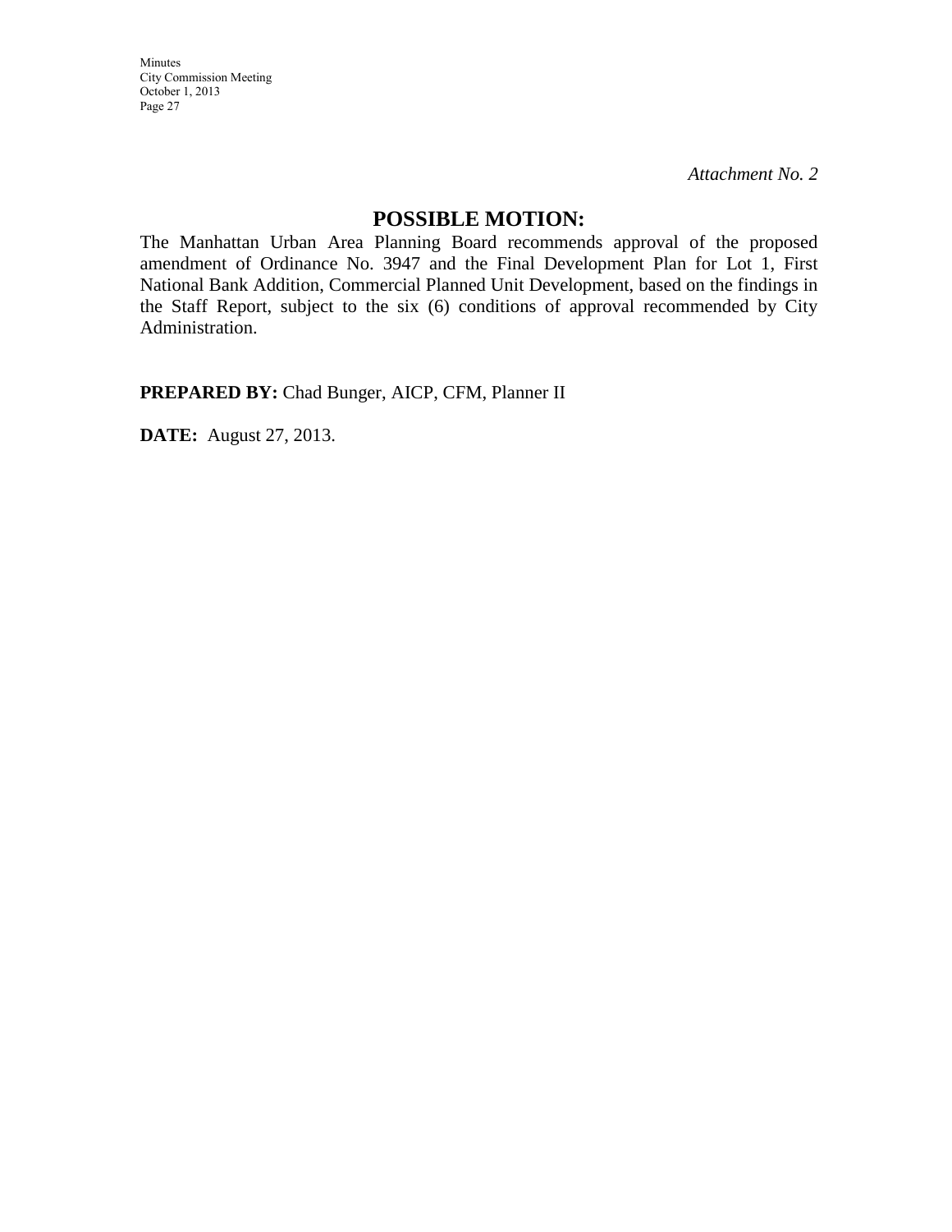*Attachment No. 2*

## POSSIBLE MOTION:

The Manhattan Urban Area Planning Board recommends approval of the proposed amendment of Ordinance No. 3947 and the Final Development Plan for Lot 1, First National Bank Addition, Commercial Planned Unit Development, based on the findings in the Staff Report, subject to the six (6) conditions of approval recommended by City Administration.

**PREPARED BY:** Chad Bunger, AICP, CFM, Planner II

**DATE:** August 27, 2013.